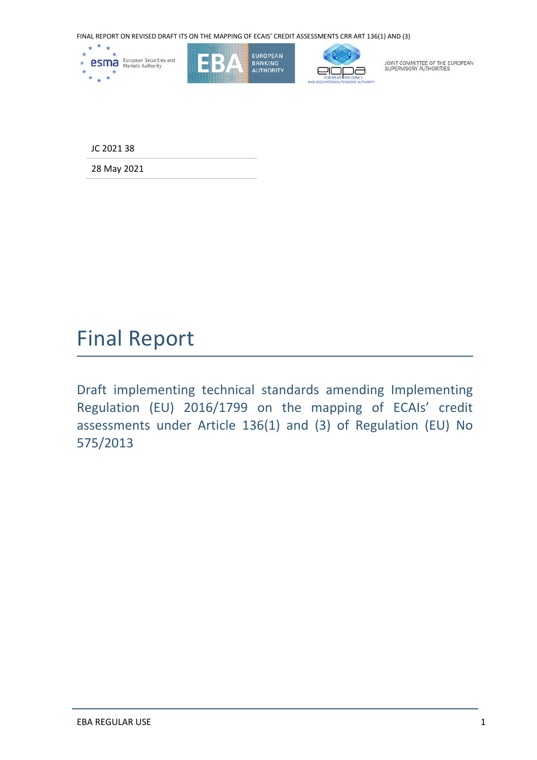JOINT COMMITTEE OF THE EUROPEAN SUPERVISORY AUTHORITIES

JC 2021 38

28 May 2021

# Final Report

Draft implementing technical standards amending Implementing Regulation (EU) 2016/1799 on the mapping of ECAIs' credit assessments under Article 136(1) and (3) of Regulation (EU) No 575/2013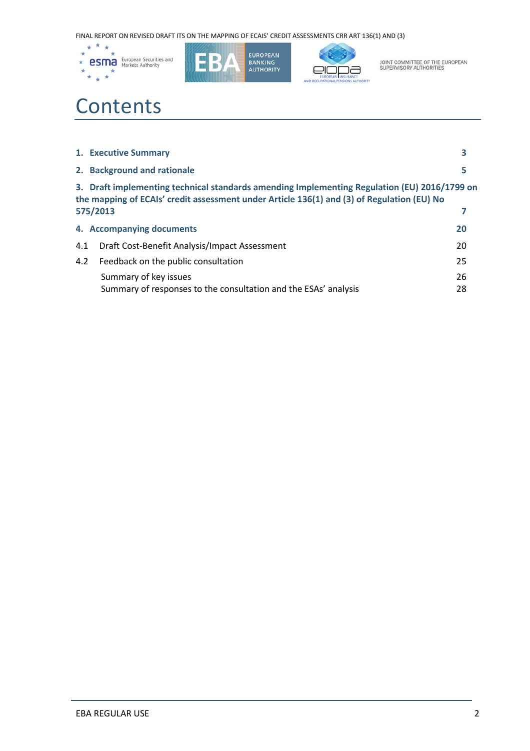# Contents

| | |
|---|---|
| **1. Executive Summary** | **3** |
| **2. Background and rationale** | **5** |
| **3. Draft implementing technical standards amending Implementing Regulation (EU) 2016/1799 on the mapping of ECAIs' credit assessment under Article 136(1) and (3) of Regulation (EU) No 575/2013** | **7** |
| **4. Accompanying documents** | **20** |
| 4.1 Draft Cost-Benefit Analysis/Impact Assessment | 20 |
| 4.2 Feedback on the public consultation | 25 |
| Summary of key issues | 26 |
| Summary of responses to the consultation and the ESAs' analysis | 28 |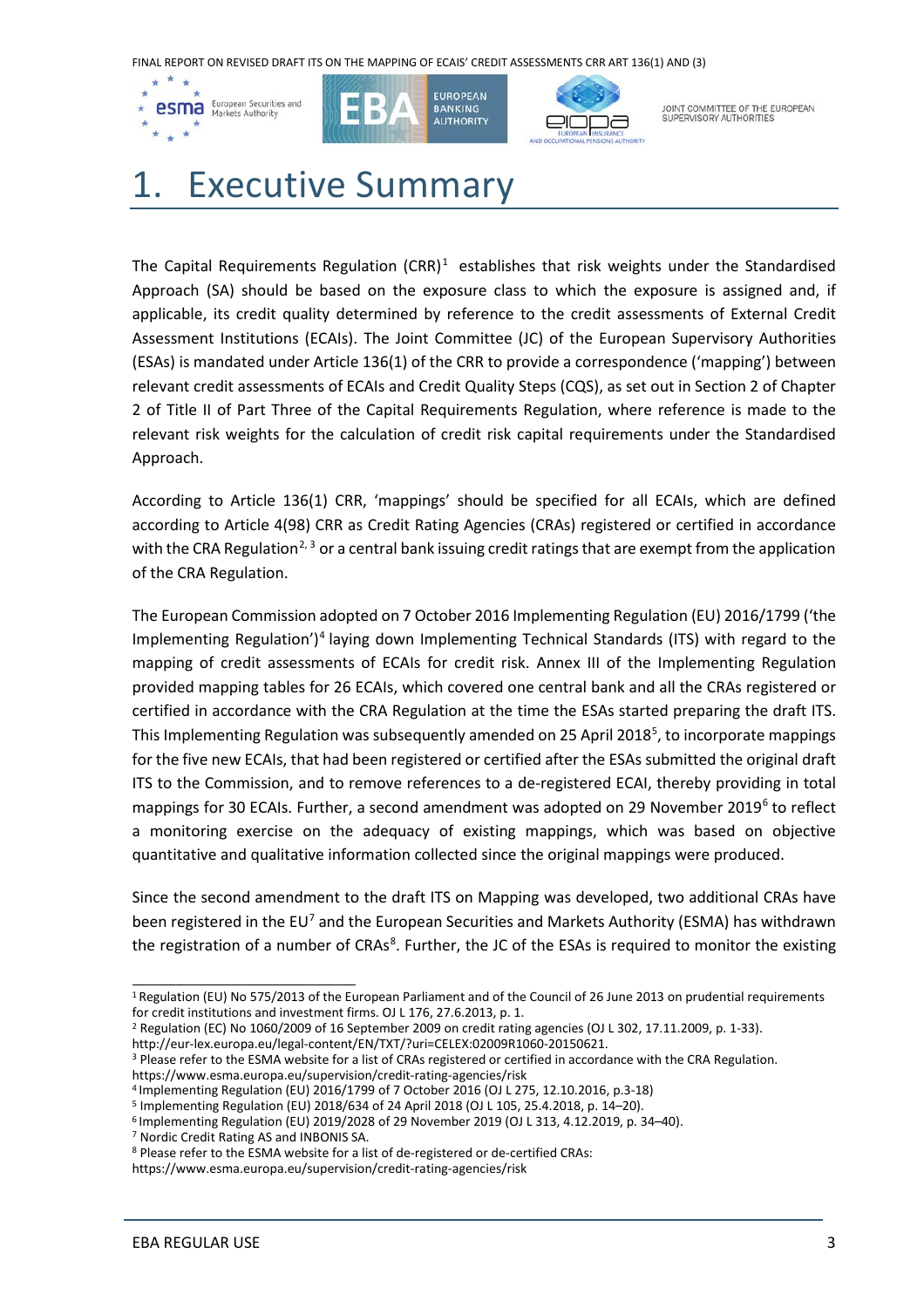# 1. Executive Summary

The Capital Requirements Regulation (CRR)[1] establishes that risk weights under the Standardised Approach (SA) should be based on the exposure class to which the exposure is assigned and, if applicable, its credit quality determined by reference to the credit assessments of External Credit Assessment Institutions (ECAIs). The Joint Committee (JC) of the European Supervisory Authorities (ESAs) is mandated under Article 136(1) of the CRR to provide a correspondence ('mapping') between relevant credit assessments of ECAIs and Credit Quality Steps (CQS), as set out in Section 2 of Chapter 2 of Title II of Part Three of the Capital Requirements Regulation, where reference is made to the relevant risk weights for the calculation of credit risk capital requirements under the Standardised Approach.

According to Article 136(1) CRR, 'mappings' should be specified for all ECAIs, which are defined according to Article 4(98) CRR as Credit Rating Agencies (CRAs) registered or certified in accordance with the CRA Regulation[2, 3] or a central bank issuing credit ratings that are exempt from the application of the CRA Regulation.

The European Commission adopted on 7 October 2016 Implementing Regulation (EU) 2016/1799 ('the Implementing Regulation')[4] laying down Implementing Technical Standards (ITS) with regard to the mapping of credit assessments of ECAIs for credit risk. Annex III of the Implementing Regulation provided mapping tables for 26 ECAIs, which covered one central bank and all the CRAs registered or certified in accordance with the CRA Regulation at the time the ESAs started preparing the draft ITS. This Implementing Regulation was subsequently amended on 25 April 2018[5], to incorporate mappings for the five new ECAIs, that had been registered or certified after the ESAs submitted the original draft ITS to the Commission, and to remove references to a de-registered ECAI, thereby providing in total mappings for 30 ECAIs. Further, a second amendment was adopted on 29 November 2019[6] to reflect a monitoring exercise on the adequacy of existing mappings, which was based on objective quantitative and qualitative information collected since the original mappings were produced.

Since the second amendment to the draft ITS on Mapping was developed, two additional CRAs have been registered in the EU[7] and the European Securities and Markets Authority (ESMA) has withdrawn the registration of a number of CRAs[8]. Further, the JC of the ESAs is required to monitor the existing

[1] Regulation (EU) No 575/2013 of the European Parliament and of the Council of 26 June 2013 on prudential requirements for credit institutions and investment firms. OJ L 176, 27.6.2013, p. 1.

[2] Regulation (EC) No 1060/2009 of 16 September 2009 on credit rating agencies (OJ L 302, 17.11.2009, p. 1-33). http://eur-lex.europa.eu/legal-content/EN/TXT/?uri=CELEX:02009R1060-20150621.

[3] Please refer to the ESMA website for a list of CRAs registered or certified in accordance with the CRA Regulation. https://www.esma.europa.eu/supervision/credit-rating-agencies/risk

[4] Implementing Regulation (EU) 2016/1799 of 7 October 2016 (OJ L 275, 12.10.2016, p.3-18)

[5] Implementing Regulation (EU) 2018/634 of 24 April 2018 (OJ L 105, 25.4.2018, p. 14–20).

[6] Implementing Regulation (EU) 2019/2028 of 29 November 2019 (OJ L 313, 4.12.2019, p. 34–40).

[7] Nordic Credit Rating AS and INBONIS SA.

[8] Please refer to the ESMA website for a list of de-registered or de-certified CRAs: https://www.esma.europa.eu/supervision/credit-rating-agencies/risk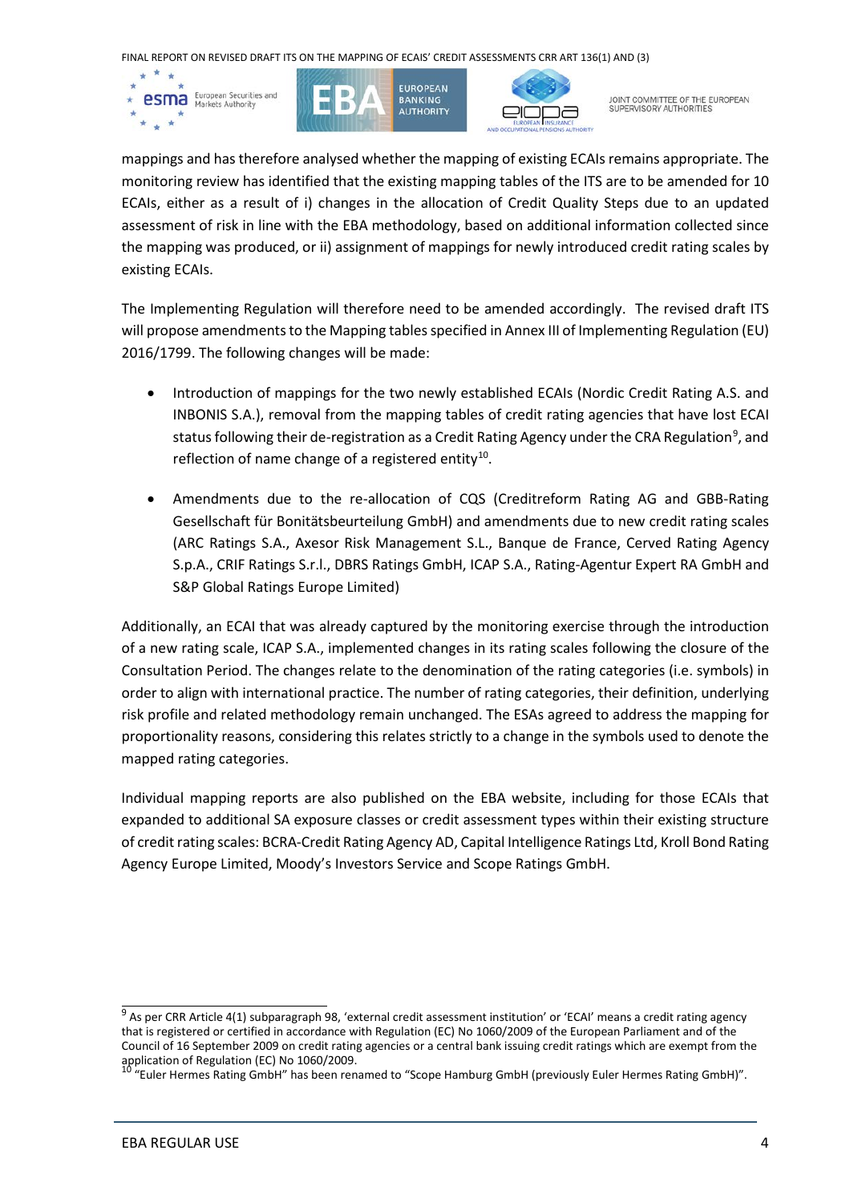mappings and has therefore analysed whether the mapping of existing ECAIs remains appropriate. The monitoring review has identified that the existing mapping tables of the ITS are to be amended for 10 ECAIs, either as a result of i) changes in the allocation of Credit Quality Steps due to an updated assessment of risk in line with the EBA methodology, based on additional information collected since the mapping was produced, or ii) assignment of mappings for newly introduced credit rating scales by existing ECAIs.

The Implementing Regulation will therefore need to be amended accordingly. The revised draft ITS will propose amendments to the Mapping tables specified in Annex III of Implementing Regulation (EU) 2016/1799. The following changes will be made:

- Introduction of mappings for the two newly established ECAIs (Nordic Credit Rating A.S. and INBONIS S.A.), removal from the mapping tables of credit rating agencies that have lost ECAI status following their de-registration as a Credit Rating Agency under the CRA Regulation[9], and reflection of name change of a registered entity[10].
- Amendments due to the re-allocation of CQS (Creditreform Rating AG and GBB-Rating Gesellschaft für Bonitätsbeurteilung GmbH) and amendments due to new credit rating scales (ARC Ratings S.A., Axesor Risk Management S.L., Banque de France, Cerved Rating Agency S.p.A., CRIF Ratings S.r.l., DBRS Ratings GmbH, ICAP S.A., Rating-Agentur Expert RA GmbH and S&P Global Ratings Europe Limited)

Additionally, an ECAI that was already captured by the monitoring exercise through the introduction of a new rating scale, ICAP S.A., implemented changes in its rating scales following the closure of the Consultation Period. The changes relate to the denomination of the rating categories (i.e. symbols) in order to align with international practice. The number of rating categories, their definition, underlying risk profile and related methodology remain unchanged. The ESAs agreed to address the mapping for proportionality reasons, considering this relates strictly to a change in the symbols used to denote the mapped rating categories.

Individual mapping reports are also published on the EBA website, including for those ECAIs that expanded to additional SA exposure classes or credit assessment types within their existing structure of credit rating scales: BCRA-Credit Rating Agency AD, Capital Intelligence Ratings Ltd, Kroll Bond Rating Agency Europe Limited, Moody's Investors Service and Scope Ratings GmbH.

---

[9] As per CRR Article 4(1) subparagraph 98, 'external credit assessment institution' or 'ECAI' means a credit rating agency that is registered or certified in accordance with Regulation (EC) No 1060/2009 of the European Parliament and of the Council of 16 September 2009 on credit rating agencies or a central bank issuing credit ratings which are exempt from the application of Regulation (EC) No 1060/2009.

[10] "Euler Hermes Rating GmbH" has been renamed to "Scope Hamburg GmbH (previously Euler Hermes Rating GmbH)".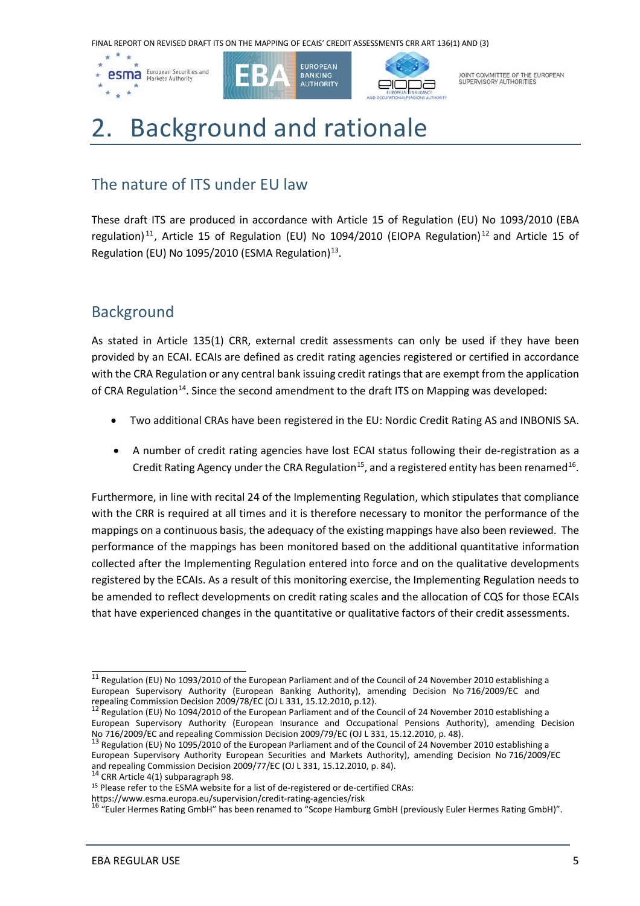# 2. Background and rationale

## The nature of ITS under EU law

These draft ITS are produced in accordance with Article 15 of Regulation (EU) No 1093/2010 (EBA regulation)[11], Article 15 of Regulation (EU) No 1094/2010 (EIOPA Regulation)[12] and Article 15 of Regulation (EU) No 1095/2010 (ESMA Regulation)[13].

## Background

As stated in Article 135(1) CRR, external credit assessments can only be used if they have been provided by an ECAI. ECAIs are defined as credit rating agencies registered or certified in accordance with the CRA Regulation or any central bank issuing credit ratings that are exempt from the application of CRA Regulation[14]. Since the second amendment to the draft ITS on Mapping was developed:

- Two additional CRAs have been registered in the EU: Nordic Credit Rating AS and INBONIS SA.
- A number of credit rating agencies have lost ECAI status following their de-registration as a Credit Rating Agency under the CRA Regulation[15], and a registered entity has been renamed[16].

Furthermore, in line with recital 24 of the Implementing Regulation, which stipulates that compliance with the CRR is required at all times and it is therefore necessary to monitor the performance of the mappings on a continuous basis, the adequacy of the existing mappings have also been reviewed. The performance of the mappings has been monitored based on the additional quantitative information collected after the Implementing Regulation entered into force and on the qualitative developments registered by the ECAIs. As a result of this monitoring exercise, the Implementing Regulation needs to be amended to reflect developments on credit rating scales and the allocation of CQS for those ECAIs that have experienced changes in the quantitative or qualitative factors of their credit assessments.

---

[11] Regulation (EU) No 1093/2010 of the European Parliament and of the Council of 24 November 2010 establishing a European Supervisory Authority (European Banking Authority), amending Decision No 716/2009/EC and repealing Commission Decision 2009/78/EC (OJ L 331, 15.12.2010, p.12).

[12] Regulation (EU) No 1094/2010 of the European Parliament and of the Council of 24 November 2010 establishing a European Supervisory Authority (European Insurance and Occupational Pensions Authority), amending Decision No 716/2009/EC and repealing Commission Decision 2009/79/EC (OJ L 331, 15.12.2010, p. 48).

[13] Regulation (EU) No 1095/2010 of the European Parliament and of the Council of 24 November 2010 establishing a European Supervisory Authority European Securities and Markets Authority), amending Decision No 716/2009/EC and repealing Commission Decision 2009/77/EC (OJ L 331, 15.12.2010, p. 84).

[14] CRR Article 4(1) subparagraph 98.

[15] Please refer to the ESMA website for a list of de-registered or de-certified CRAs: https://www.esma.europa.eu/supervision/credit-rating-agencies/risk

[16] "Euler Hermes Rating GmbH" has been renamed to "Scope Hamburg GmbH (previously Euler Hermes Rating GmbH)".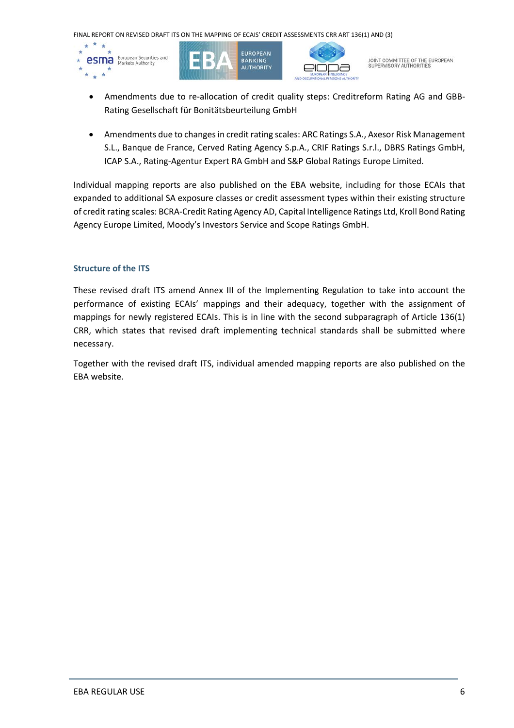- Amendments due to re-allocation of credit quality steps: Creditreform Rating AG and GBB-Rating Gesellschaft für Bonitätsbeurteilung GmbH
- Amendments due to changes in credit rating scales: ARC Ratings S.A., Axesor Risk Management S.L., Banque de France, Cerved Rating Agency S.p.A., CRIF Ratings S.r.l., DBRS Ratings GmbH, ICAP S.A., Rating-Agentur Expert RA GmbH and S&P Global Ratings Europe Limited.

Individual mapping reports are also published on the EBA website, including for those ECAIs that expanded to additional SA exposure classes or credit assessment types within their existing structure of credit rating scales: BCRA-Credit Rating Agency AD, Capital Intelligence Ratings Ltd, Kroll Bond Rating Agency Europe Limited, Moody's Investors Service and Scope Ratings GmbH.

### Structure of the ITS

These revised draft ITS amend Annex III of the Implementing Regulation to take into account the performance of existing ECAIs' mappings and their adequacy, together with the assignment of mappings for newly registered ECAIs. This is in line with the second subparagraph of Article 136(1) CRR, which states that revised draft implementing technical standards shall be submitted where necessary.

Together with the revised draft ITS, individual amended mapping reports are also published on the EBA website.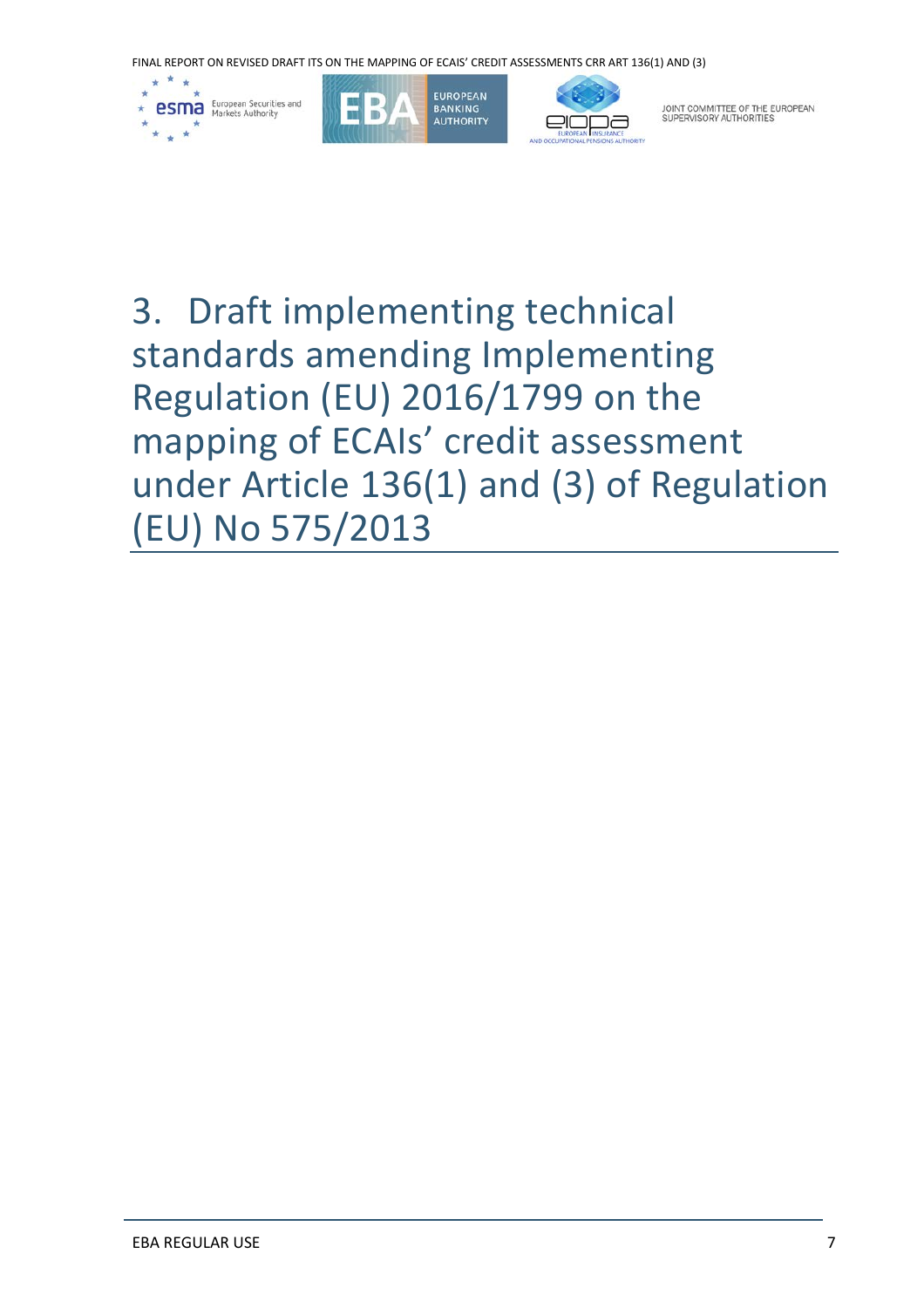# 3. Draft implementing technical standards amending Implementing Regulation (EU) 2016/1799 on the mapping of ECAIs' credit assessment under Article 136(1) and (3) of Regulation (EU) No 575/2013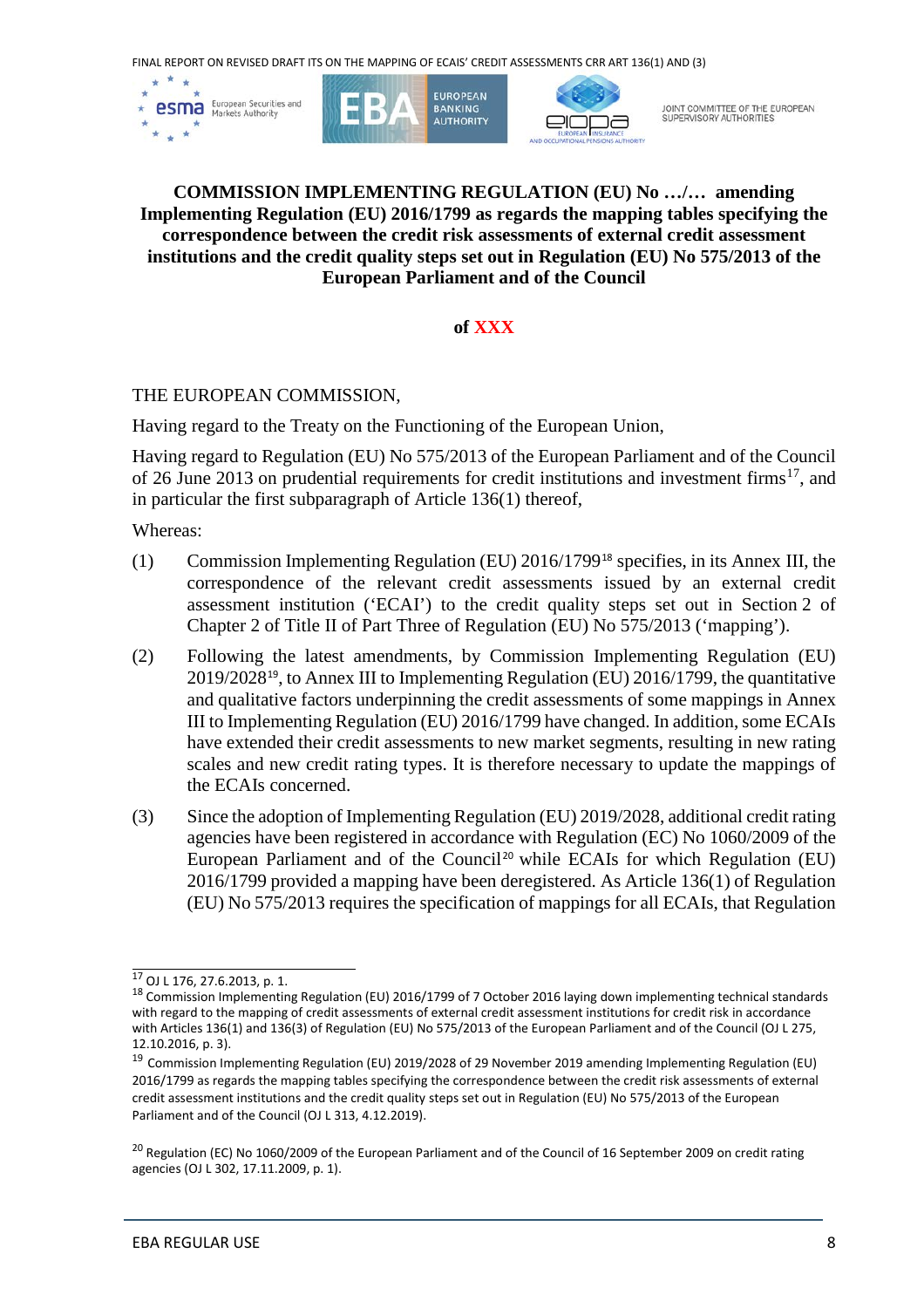**COMMISSION IMPLEMENTING REGULATION (EU) No …/… amending Implementing Regulation (EU) 2016/1799 as regards the mapping tables specifying the correspondence between the credit risk assessments of external credit assessment institutions and the credit quality steps set out in Regulation (EU) No 575/2013 of the European Parliament and of the Council**

**of XXX**

THE EUROPEAN COMMISSION,

Having regard to the Treaty on the Functioning of the European Union,

Having regard to Regulation (EU) No 575/2013 of the European Parliament and of the Council of 26 June 2013 on prudential requirements for credit institutions and investment firms[17], and in particular the first subparagraph of Article 136(1) thereof,

Whereas:

(1) Commission Implementing Regulation (EU) 2016/1799[18] specifies, in its Annex III, the correspondence of the relevant credit assessments issued by an external credit assessment institution ('ECAI') to the credit quality steps set out in Section 2 of Chapter 2 of Title II of Part Three of Regulation (EU) No 575/2013 ('mapping').

(2) Following the latest amendments, by Commission Implementing Regulation (EU) 2019/2028[19], to Annex III to Implementing Regulation (EU) 2016/1799, the quantitative and qualitative factors underpinning the credit assessments of some mappings in Annex III to Implementing Regulation (EU) 2016/1799 have changed. In addition, some ECAIs have extended their credit assessments to new market segments, resulting in new rating scales and new credit rating types. It is therefore necessary to update the mappings of the ECAIs concerned.

(3) Since the adoption of Implementing Regulation (EU) 2019/2028, additional credit rating agencies have been registered in accordance with Regulation (EC) No 1060/2009 of the European Parliament and of the Council[20] while ECAIs for which Regulation (EU) 2016/1799 provided a mapping have been deregistered. As Article 136(1) of Regulation (EU) No 575/2013 requires the specification of mappings for all ECAIs, that Regulation

---

[17] OJ L 176, 27.6.2013, p. 1.

[18] Commission Implementing Regulation (EU) 2016/1799 of 7 October 2016 laying down implementing technical standards with regard to the mapping of credit assessments of external credit assessment institutions for credit risk in accordance with Articles 136(1) and 136(3) of Regulation (EU) No 575/2013 of the European Parliament and of the Council (OJ L 275, 12.10.2016, p. 3).

[19] Commission Implementing Regulation (EU) 2019/2028 of 29 November 2019 amending Implementing Regulation (EU) 2016/1799 as regards the mapping tables specifying the correspondence between the credit risk assessments of external credit assessment institutions and the credit quality steps set out in Regulation (EU) No 575/2013 of the European Parliament and of the Council (OJ L 313, 4.12.2019).

[20] Regulation (EC) No 1060/2009 of the European Parliament and of the Council of 16 September 2009 on credit rating agencies (OJ L 302, 17.11.2009, p. 1).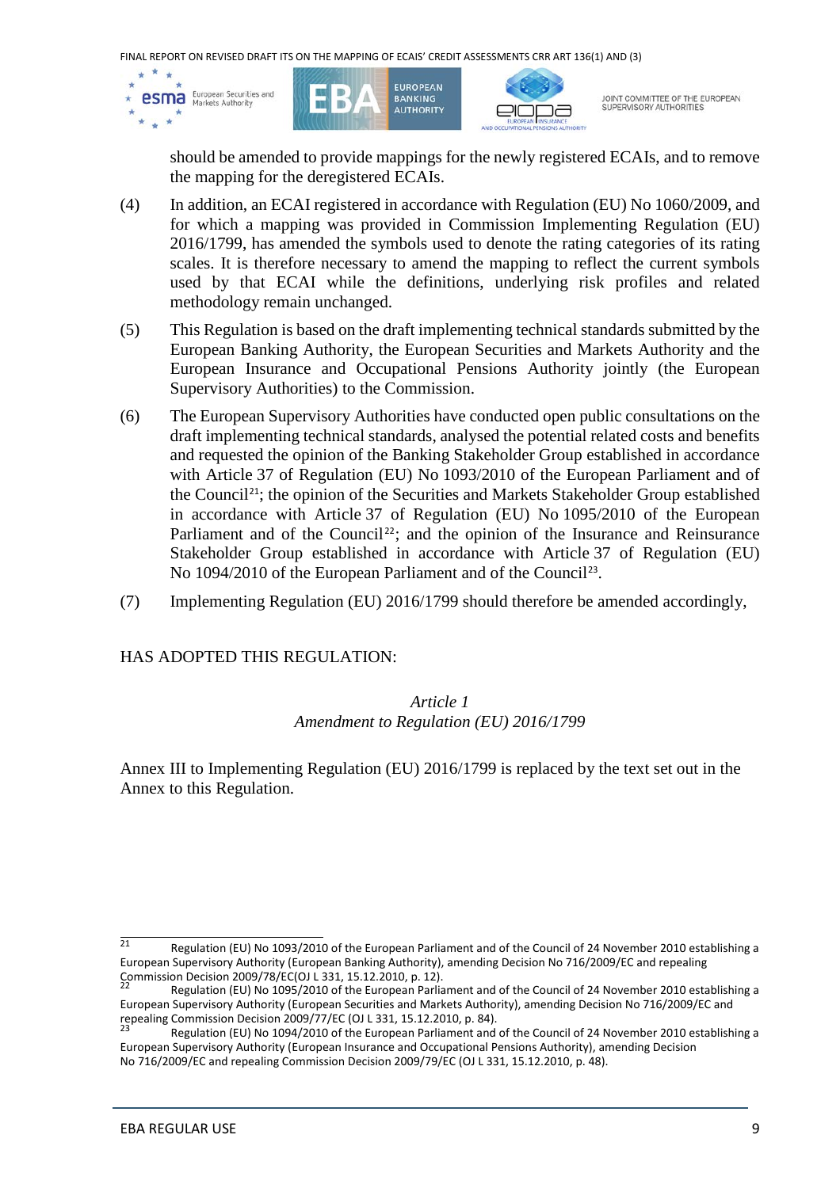should be amended to provide mappings for the newly registered ECAIs, and to remove the mapping for the deregistered ECAIs.

(4) In addition, an ECAI registered in accordance with Regulation (EU) No 1060/2009, and for which a mapping was provided in Commission Implementing Regulation (EU) 2016/1799, has amended the symbols used to denote the rating categories of its rating scales. It is therefore necessary to amend the mapping to reflect the current symbols used by that ECAI while the definitions, underlying risk profiles and related methodology remain unchanged.

(5) This Regulation is based on the draft implementing technical standards submitted by the European Banking Authority, the European Securities and Markets Authority and the European Insurance and Occupational Pensions Authority jointly (the European Supervisory Authorities) to the Commission.

(6) The European Supervisory Authorities have conducted open public consultations on the draft implementing technical standards, analysed the potential related costs and benefits and requested the opinion of the Banking Stakeholder Group established in accordance with Article 37 of Regulation (EU) No 1093/2010 of the European Parliament and of the Council[21]; the opinion of the Securities and Markets Stakeholder Group established in accordance with Article 37 of Regulation (EU) No 1095/2010 of the European Parliament and of the Council[22]; and the opinion of the Insurance and Reinsurance Stakeholder Group established in accordance with Article 37 of Regulation (EU) No 1094/2010 of the European Parliament and of the Council[23].

(7) Implementing Regulation (EU) 2016/1799 should therefore be amended accordingly,

HAS ADOPTED THIS REGULATION:

*Article 1*

*Amendment to Regulation (EU) 2016/1799*

Annex III to Implementing Regulation (EU) 2016/1799 is replaced by the text set out in the Annex to this Regulation.

---

[21] Regulation (EU) No 1093/2010 of the European Parliament and of the Council of 24 November 2010 establishing a European Supervisory Authority (European Banking Authority), amending Decision No 716/2009/EC and repealing Commission Decision 2009/78/EC(OJ L 331, 15.12.2010, p. 12).

[22] Regulation (EU) No 1095/2010 of the European Parliament and of the Council of 24 November 2010 establishing a European Supervisory Authority (European Securities and Markets Authority), amending Decision No 716/2009/EC and repealing Commission Decision 2009/77/EC (OJ L 331, 15.12.2010, p. 84).

[23] Regulation (EU) No 1094/2010 of the European Parliament and of the Council of 24 November 2010 establishing a European Supervisory Authority (European Insurance and Occupational Pensions Authority), amending Decision No 716/2009/EC and repealing Commission Decision 2009/79/EC (OJ L 331, 15.12.2010, p. 48).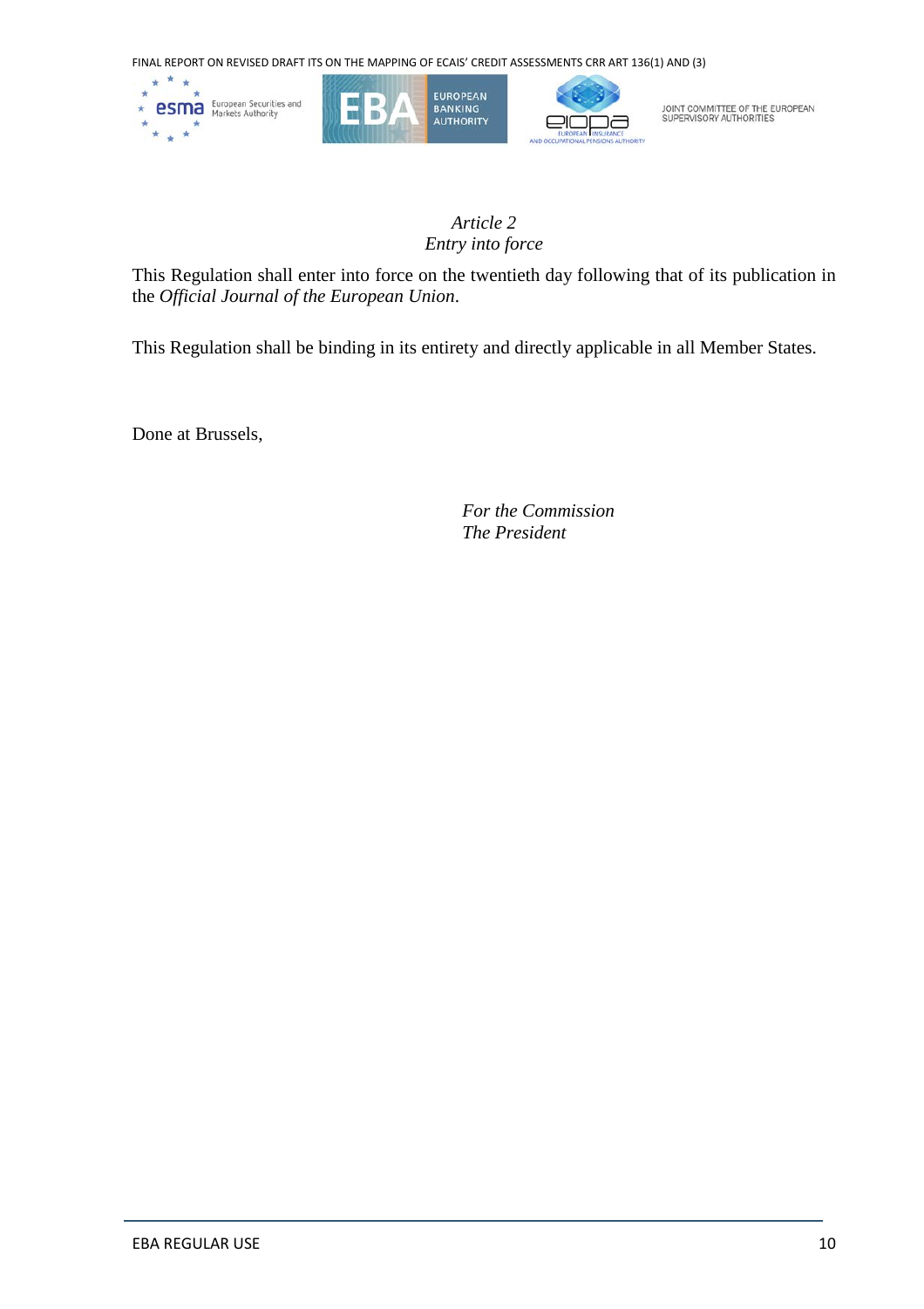*Article 2*
*Entry into force*

This Regulation shall enter into force on the twentieth day following that of its publication in the *Official Journal of the European Union*.

This Regulation shall be binding in its entirety and directly applicable in all Member States.

Done at Brussels,

*For the Commission*
*The President*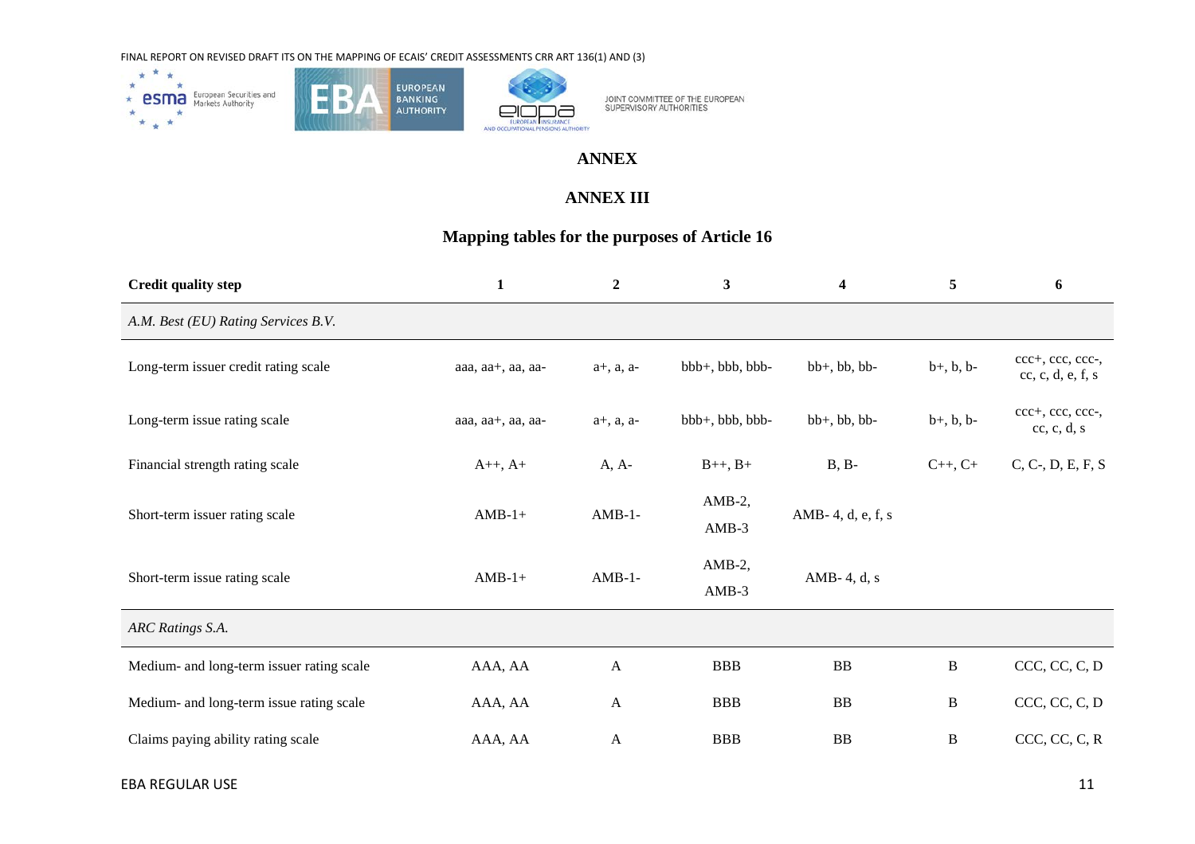# ANNEX

## ANNEX III

### Mapping tables for the purposes of Article 16

| Credit quality step | 1 | 2 | 3 | 4 | 5 | 6 |
|---|---|---|---|---|---|---|
| *A.M. Best (EU) Rating Services B.V.* | | | | | | |
| Long-term issuer credit rating scale | aaa, aa+, aa, aa- | a+, a, a- | bbb+, bbb, bbb- | bb+, bb, bb- | b+, b, b- | ccc+, ccc, ccc-, cc, c, d, e, f, s |
| Long-term issue rating scale | aaa, aa+, aa, aa- | a+, a, a- | bbb+, bbb, bbb- | bb+, bb, bb- | b+, b, b- | ccc+, ccc, ccc-, cc, c, d, s |
| Financial strength rating scale | A++, A+ | A, A- | B++, B+ | B, B- | C++, C+ | C, C-, D, E, F, S |
| Short-term issuer rating scale | AMB-1+ | AMB-1- | AMB-2, AMB-3 | AMB- 4, d, e, f, s | | |
| Short-term issue rating scale | AMB-1+ | AMB-1- | AMB-2, AMB-3 | AMB- 4, d, s | | |
| *ARC Ratings S.A.* | | | | | | |
| Medium- and long-term issuer rating scale | AAA, AA | A | BBB | BB | B | CCC, CC, C, D |
| Medium- and long-term issue rating scale | AAA, AA | A | BBB | BB | B | CCC, CC, C, D |
| Claims paying ability rating scale | AAA, AA | A | BBB | BB | B | CCC, CC, C, R |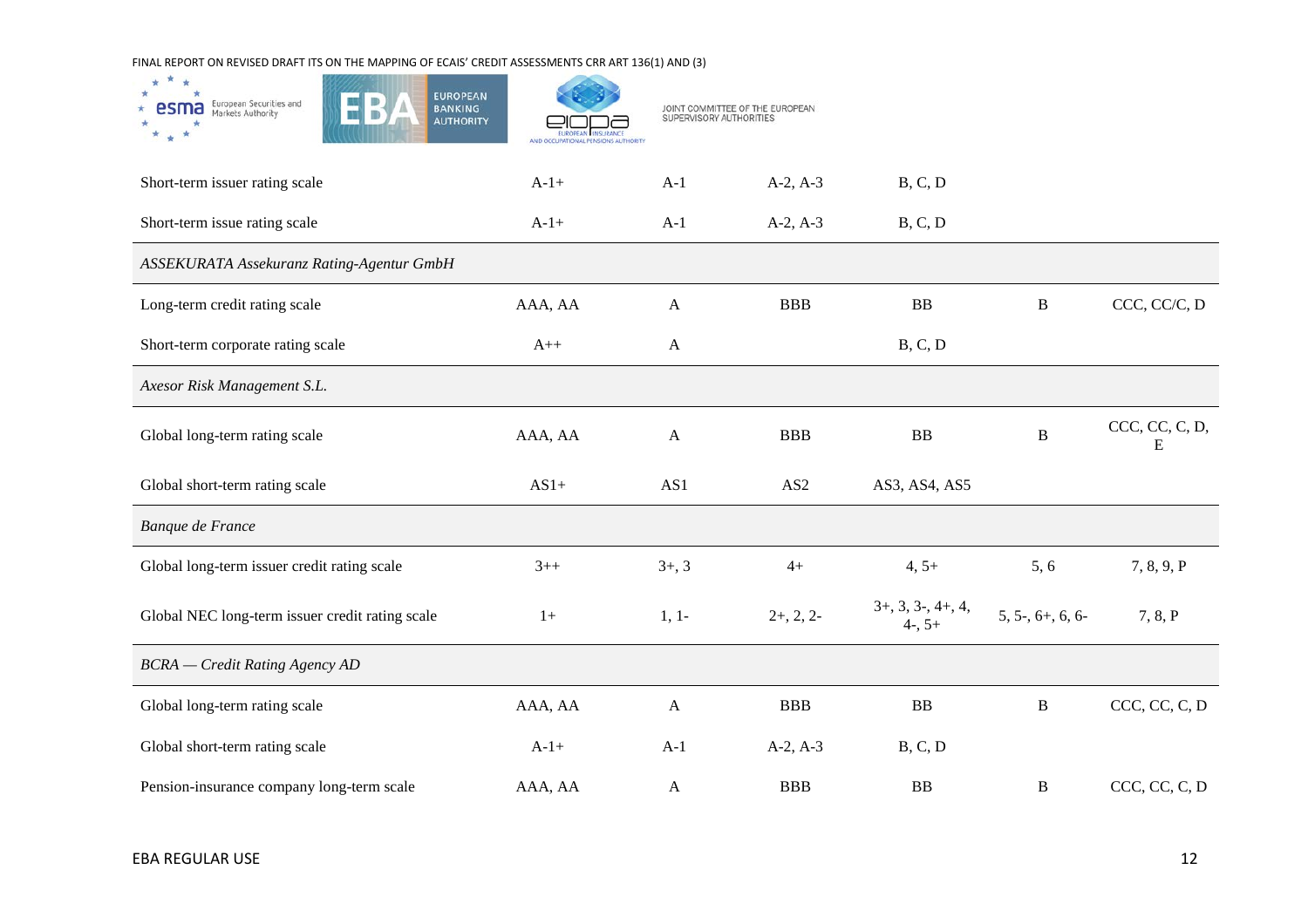| | | | | | | |
|---|---|---|---|---|---|---|
| Short-term issuer rating scale | A-1+ | A-1 | A-2, A-3 | B, C, D | | |
| Short-term issue rating scale | A-1+ | A-1 | A-2, A-3 | B, C, D | | |
| *ASSEKURATA Assekuranz Rating-Agentur GmbH* | | | | | | |
| Long-term credit rating scale | AAA, AA | A | BBB | BB | B | CCC, CC/C, D |
| Short-term corporate rating scale | A++ | A | | B, C, D | | |
| *Axesor Risk Management S.L.* | | | | | | |
| Global long-term rating scale | AAA, AA | A | BBB | BB | B | CCC, CC, C, D, E |
| Global short-term rating scale | AS1+ | AS1 | AS2 | AS3, AS4, AS5 | | |
| *Banque de France* | | | | | | |
| Global long-term issuer credit rating scale | 3++ | 3+, 3 | 4+ | 4, 5+ | 5, 6 | 7, 8, 9, P |
| Global NEC long-term issuer credit rating scale | 1+ | 1, 1- | 2+, 2, 2- | 3+, 3, 3-, 4+, 4, 4-, 5+ | 5, 5-, 6+, 6, 6- | 7, 8, P |
| *BCRA — Credit Rating Agency AD* | | | | | | |
| Global long-term rating scale | AAA, AA | A | BBB | BB | B | CCC, CC, C, D |
| Global short-term rating scale | A-1+ | A-1 | A-2, A-3 | B, C, D | | |
| Pension-insurance company long-term scale | AAA, AA | A | BBB | BB | B | CCC, CC, C, D |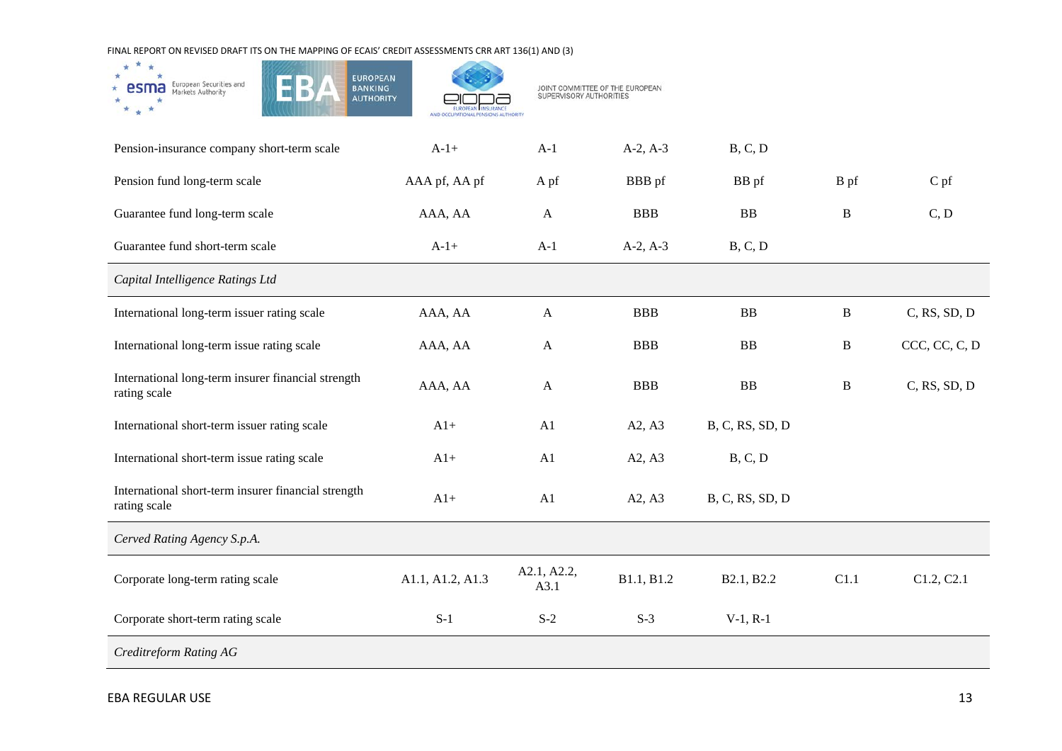| | | | | | | |
|---|---|---|---|---|---|---|
| Pension-insurance company short-term scale | A-1+ | A-1 | A-2, A-3 | B, C, D | | |
| Pension fund long-term scale | AAA pf, AA pf | A pf | BBB pf | BB pf | B pf | C pf |
| Guarantee fund long-term scale | AAA, AA | A | BBB | BB | B | C, D |
| Guarantee fund short-term scale | A-1+ | A-1 | A-2, A-3 | B, C, D | | |
| *Capital Intelligence Ratings Ltd* | | | | | | |
| International long-term issuer rating scale | AAA, AA | A | BBB | BB | B | C, RS, SD, D |
| International long-term issue rating scale | AAA, AA | A | BBB | BB | B | CCC, CC, C, D |
| International long-term insurer financial strength rating scale | AAA, AA | A | BBB | BB | B | C, RS, SD, D |
| International short-term issuer rating scale | A1+ | A1 | A2, A3 | B, C, RS, SD, D | | |
| International short-term issue rating scale | A1+ | A1 | A2, A3 | B, C, D | | |
| International short-term insurer financial strength rating scale | A1+ | A1 | A2, A3 | B, C, RS, SD, D | | |
| *Cerved Rating Agency S.p.A.* | | | | | | |
| Corporate long-term rating scale | A1.1, A1.2, A1.3 | A2.1, A2.2, A3.1 | B1.1, B1.2 | B2.1, B2.2 | C1.1 | C1.2, C2.1 |
| Corporate short-term rating scale | S-1 | S-2 | S-3 | V-1, R-1 | | |
| *Creditreform Rating AG* | | | | | | |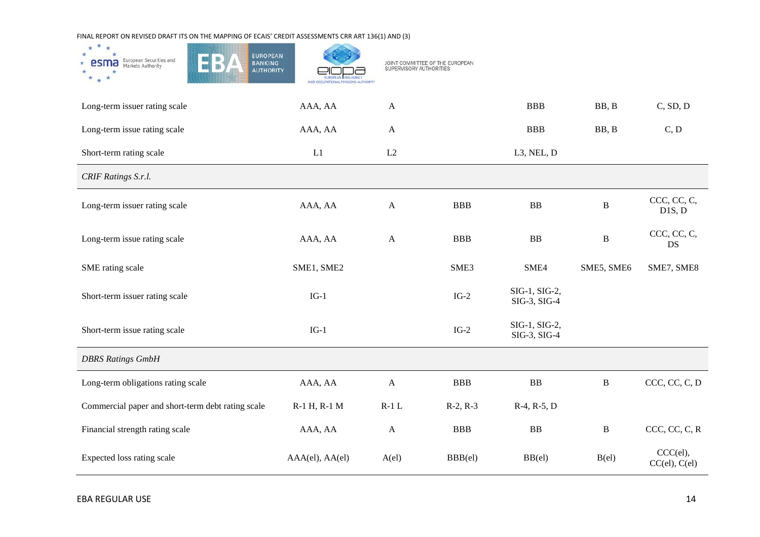| | | | | | | |
|---|---|---|---|---|---|---|
| Long-term issuer rating scale | AAA, AA | A | | BBB | BB, B | C, SD, D |
| Long-term issue rating scale | AAA, AA | A | | BBB | BB, B | C, D |
| Short-term rating scale | L1 | L2 | | L3, NEL, D | | |
| *CRIF Ratings S.r.l.* | | | | | | |
| Long-term issuer rating scale | AAA, AA | A | BBB | BB | B | CCC, CC, C, D1S, D |
| Long-term issue rating scale | AAA, AA | A | BBB | BB | B | CCC, CC, C, DS |
| SME rating scale | SME1, SME2 | | SME3 | SME4 | SME5, SME6 | SME7, SME8 |
| Short-term issuer rating scale | IG-1 | | IG-2 | SIG-1, SIG-2, SIG-3, SIG-4 | | |
| Short-term issue rating scale | IG-1 | | IG-2 | SIG-1, SIG-2, SIG-3, SIG-4 | | |
| *DBRS Ratings GmbH* | | | | | | |
| Long-term obligations rating scale | AAA, AA | A | BBB | BB | B | CCC, CC, C, D |
| Commercial paper and short-term debt rating scale | R-1 H, R-1 M | R-1 L | R-2, R-3 | R-4, R-5, D | | |
| Financial strength rating scale | AAA, AA | A | BBB | BB | B | CCC, CC, C, R |
| Expected loss rating scale | AAA(el), AA(el) | A(el) | BBB(el) | BB(el) | B(el) | CCC(el), CC(el), C(el) |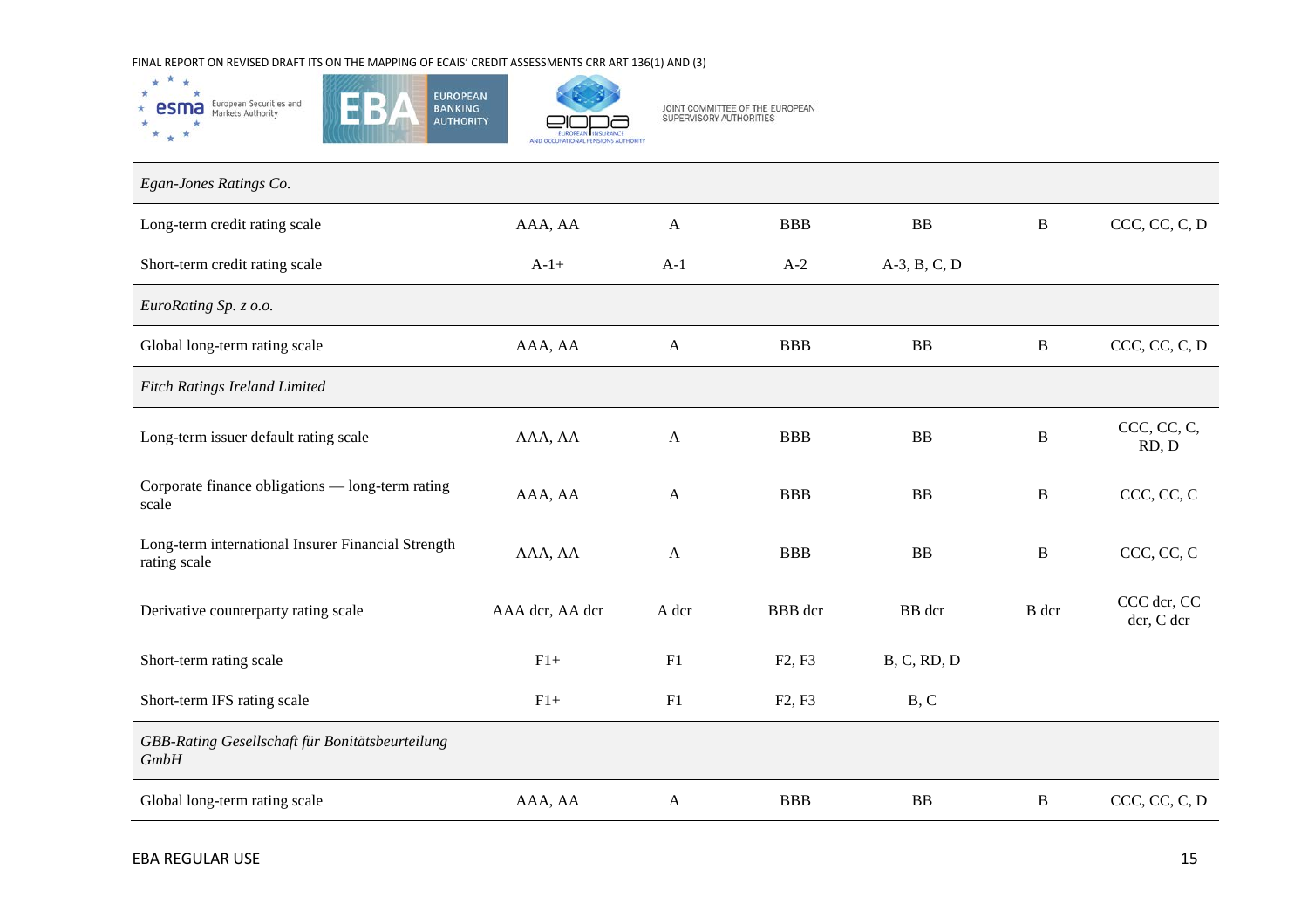| | | | | | | |
|---|---|---|---|---|---|---|
| *Egan-Jones Ratings Co.* | | | | | | |
| Long-term credit rating scale | AAA, AA | A | BBB | BB | B | CCC, CC, C, D |
| Short-term credit rating scale | A-1+ | A-1 | A-2 | A-3, B, C, D | | |
| *EuroRating Sp. z o.o.* | | | | | | |
| Global long-term rating scale | AAA, AA | A | BBB | BB | B | CCC, CC, C, D |
| *Fitch Ratings Ireland Limited* | | | | | | |
| Long-term issuer default rating scale | AAA, AA | A | BBB | BB | B | CCC, CC, C, RD, D |
| Corporate finance obligations — long-term rating scale | AAA, AA | A | BBB | BB | B | CCC, CC, C |
| Long-term international Insurer Financial Strength rating scale | AAA, AA | A | BBB | BB | B | CCC, CC, C |
| Derivative counterparty rating scale | AAA dcr, AA dcr | A dcr | BBB dcr | BB dcr | B dcr | CCC dcr, CC dcr, C dcr |
| Short-term rating scale | F1+ | F1 | F2, F3 | B, C, RD, D | | |
| Short-term IFS rating scale | F1+ | F1 | F2, F3 | B, C | | |
| *GBB-Rating Gesellschaft für Bonitätsbeurteilung GmbH* | | | | | | |
| Global long-term rating scale | AAA, AA | A | BBB | BB | B | CCC, CC, C, D |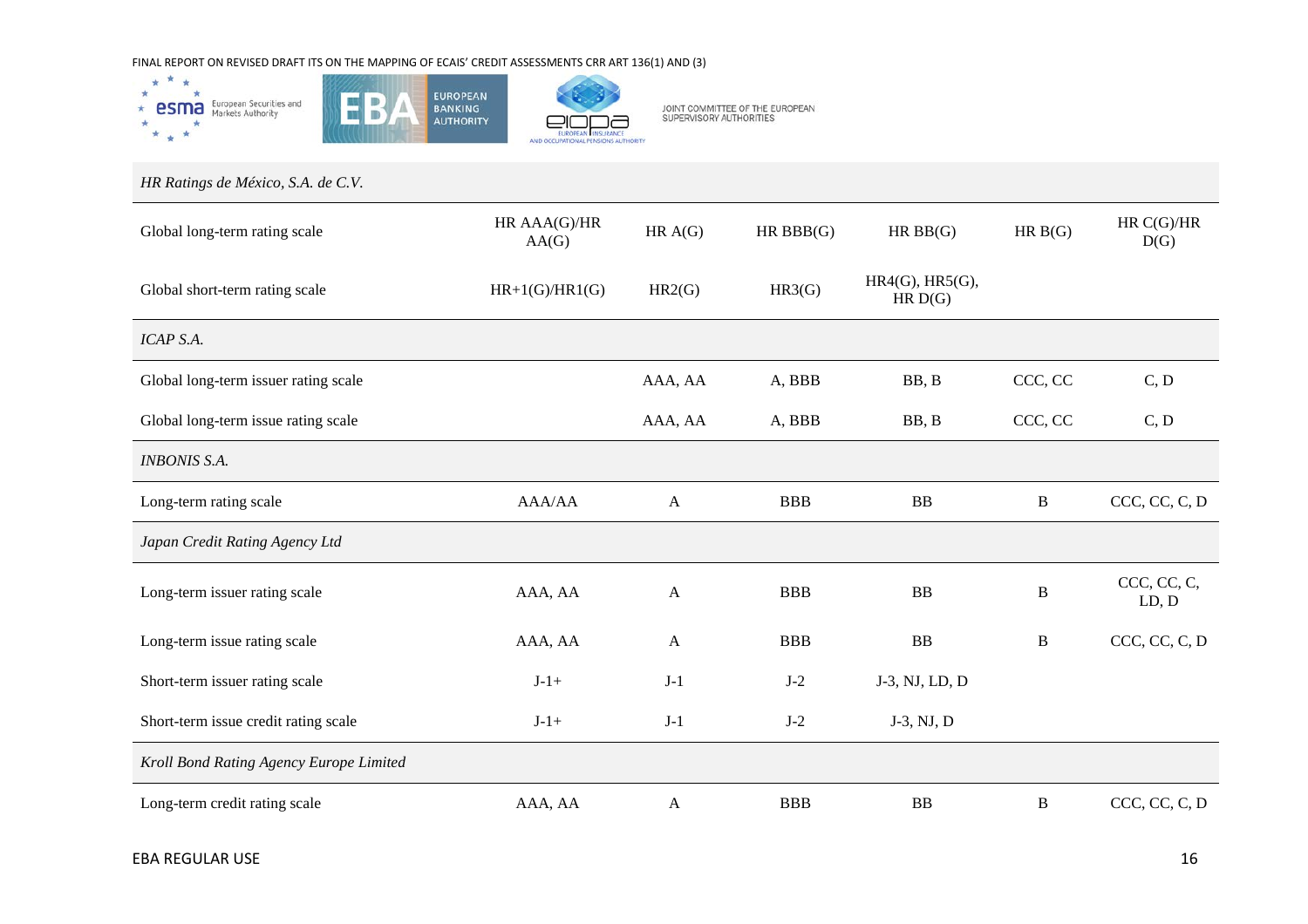| | | | | | | |
|---|---|---|---|---|---|---|
| *HR Ratings de México, S.A. de C.V.* | | | | | | |
| Global long-term rating scale | HR AAA(G)/HR AA(G) | HR A(G) | HR BBB(G) | HR BB(G) | HR B(G) | HR C(G)/HR D(G) |
| Global short-term rating scale | HR+1(G)/HR1(G) | HR2(G) | HR3(G) | HR4(G), HR5(G), HR D(G) | | |
| *ICAP S.A.* | | | | | | |
| Global long-term issuer rating scale | | AAA, AA | A, BBB | BB, B | CCC, CC | C, D |
| Global long-term issue rating scale | | AAA, AA | A, BBB | BB, B | CCC, CC | C, D |
| *INBONIS S.A.* | | | | | | |
| Long-term rating scale | AAA/AA | A | BBB | BB | B | CCC, CC, C, D |
| *Japan Credit Rating Agency Ltd* | | | | | | |
| Long-term issuer rating scale | AAA, AA | A | BBB | BB | B | CCC, CC, C, LD, D |
| Long-term issue rating scale | AAA, AA | A | BBB | BB | B | CCC, CC, C, D |
| Short-term issuer rating scale | J-1+ | J-1 | J-2 | J-3, NJ, LD, D | | |
| Short-term issue credit rating scale | J-1+ | J-1 | J-2 | J-3, NJ, D | | |
| *Kroll Bond Rating Agency Europe Limited* | | | | | | |
| Long-term credit rating scale | AAA, AA | A | BBB | BB | B | CCC, CC, C, D |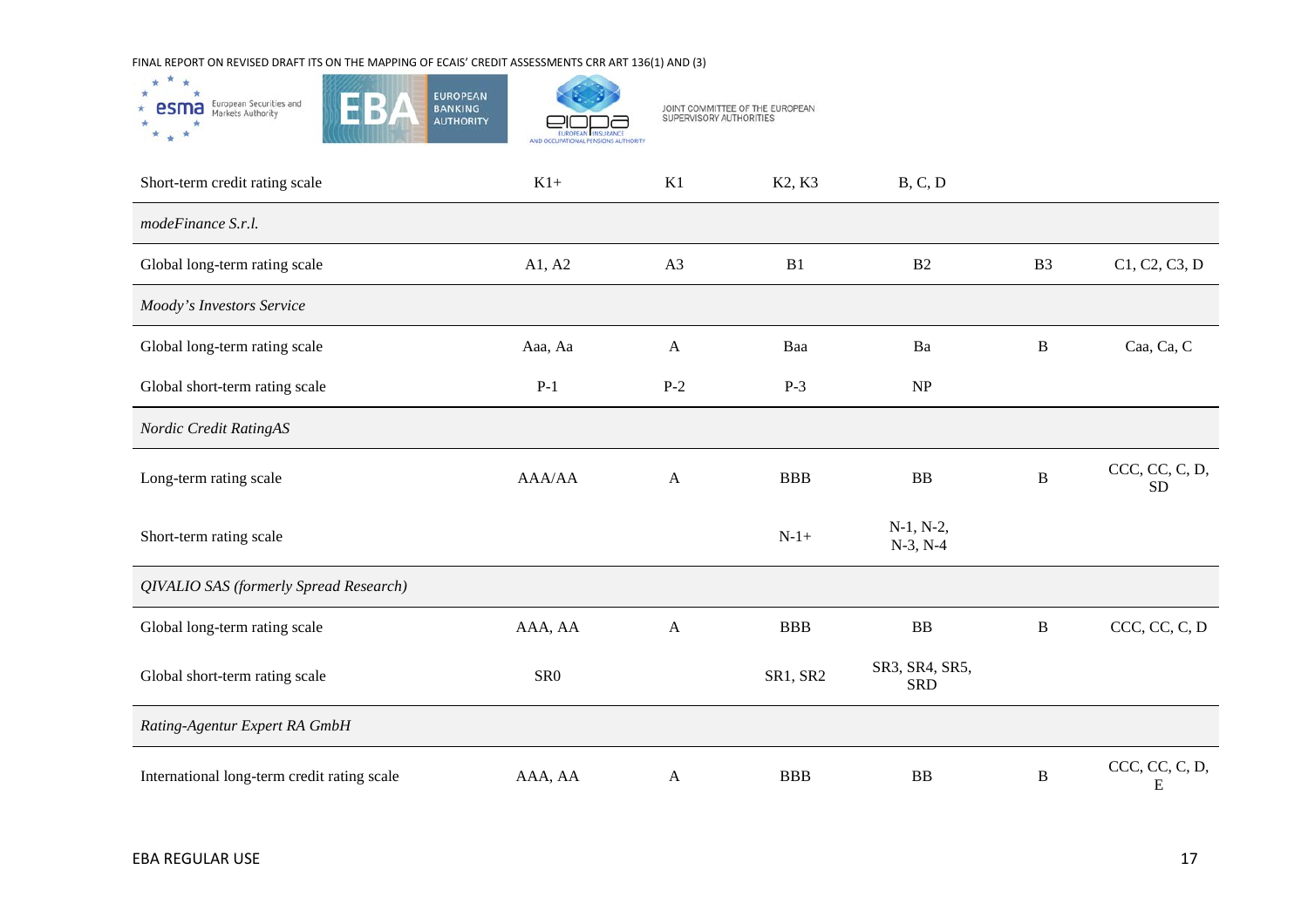| | | | | | | |
|---|---|---|---|---|---|---|
| Short-term credit rating scale | K1+ | K1 | K2, K3 | B, C, D | | |
| *modeFinance S.r.l.* | | | | | | |
| Global long-term rating scale | A1, A2 | A3 | B1 | B2 | B3 | C1, C2, C3, D |
| *Moody's Investors Service* | | | | | | |
| Global long-term rating scale | Aaa, Aa | A | Baa | Ba | B | Caa, Ca, C |
| Global short-term rating scale | P-1 | P-2 | P-3 | NP | | |
| *Nordic Credit RatingAS* | | | | | | |
| Long-term rating scale | AAA/AA | A | BBB | BB | B | CCC, CC, C, D, SD |
| Short-term rating scale | | | N-1+ | N-1, N-2, N-3, N-4 | | |
| *QIVALIO SAS (formerly Spread Research)* | | | | | | |
| Global long-term rating scale | AAA, AA | A | BBB | BB | B | CCC, CC, C, D |
| Global short-term rating scale | SR0 | | SR1, SR2 | SR3, SR4, SR5, SRD | | |
| *Rating-Agentur Expert RA GmbH* | | | | | | |
| International long-term credit rating scale | AAA, AA | A | BBB | BB | B | CCC, CC, C, D, E |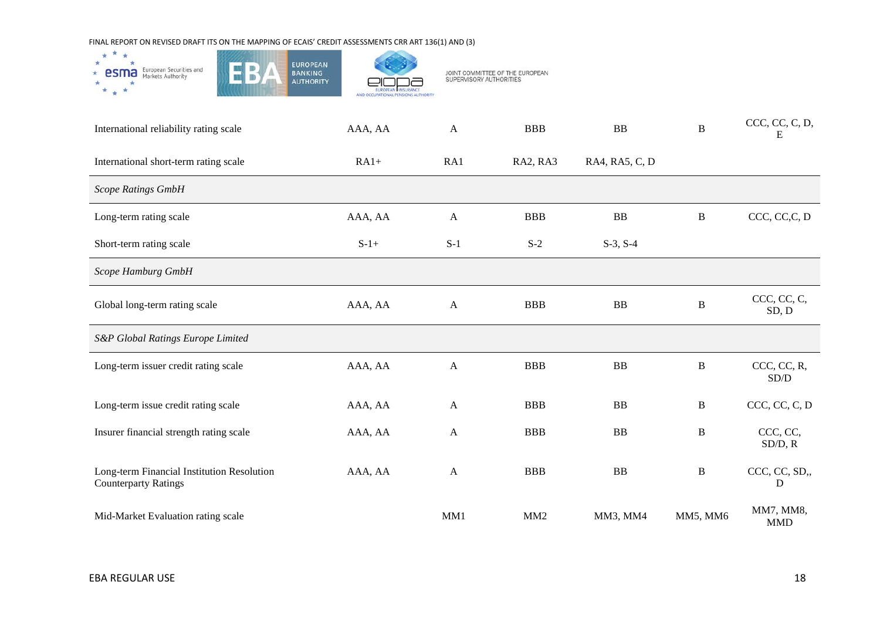| | | | | | | |
|---|---|---|---|---|---|---|
| International reliability rating scale | AAA, AA | A | BBB | BB | B | CCC, CC, C, D, E |
| International short-term rating scale | RA1+ | RA1 | RA2, RA3 | RA4, RA5, C, D | | |
| *Scope Ratings GmbH* | | | | | | |
| Long-term rating scale | AAA, AA | A | BBB | BB | B | CCC, CC,C, D |
| Short-term rating scale | S-1+ | S-1 | S-2 | S-3, S-4 | | |
| *Scope Hamburg GmbH* | | | | | | |
| Global long-term rating scale | AAA, AA | A | BBB | BB | B | CCC, CC, C, SD, D |
| *S&P Global Ratings Europe Limited* | | | | | | |
| Long-term issuer credit rating scale | AAA, AA | A | BBB | BB | B | CCC, CC, R, SD/D |
| Long-term issue credit rating scale | AAA, AA | A | BBB | BB | B | CCC, CC, C, D |
| Insurer financial strength rating scale | AAA, AA | A | BBB | BB | B | CCC, CC, SD/D, R |
| Long-term Financial Institution Resolution Counterparty Ratings | AAA, AA | A | BBB | BB | B | CCC, CC, SD,, D |
| Mid-Market Evaluation rating scale | | MM1 | MM2 | MM3, MM4 | MM5, MM6 | MM7, MM8, MMD |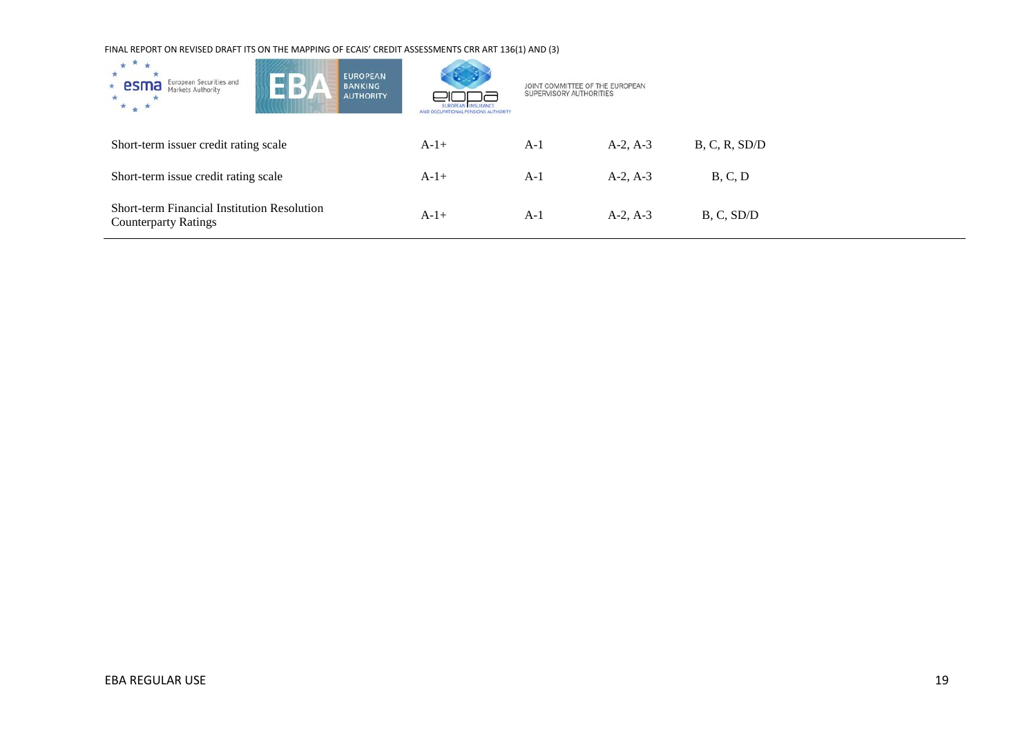| | | | | |
|---|---|---|---|---|
| Short-term issuer credit rating scale | A-1+ | A-1 | A-2, A-3 | B, C, R, SD/D |
| Short-term issue credit rating scale | A-1+ | A-1 | A-2, A-3 | B, C, D |
| Short-term Financial Institution Resolution Counterparty Ratings | A-1+ | A-1 | A-2, A-3 | B, C, SD/D |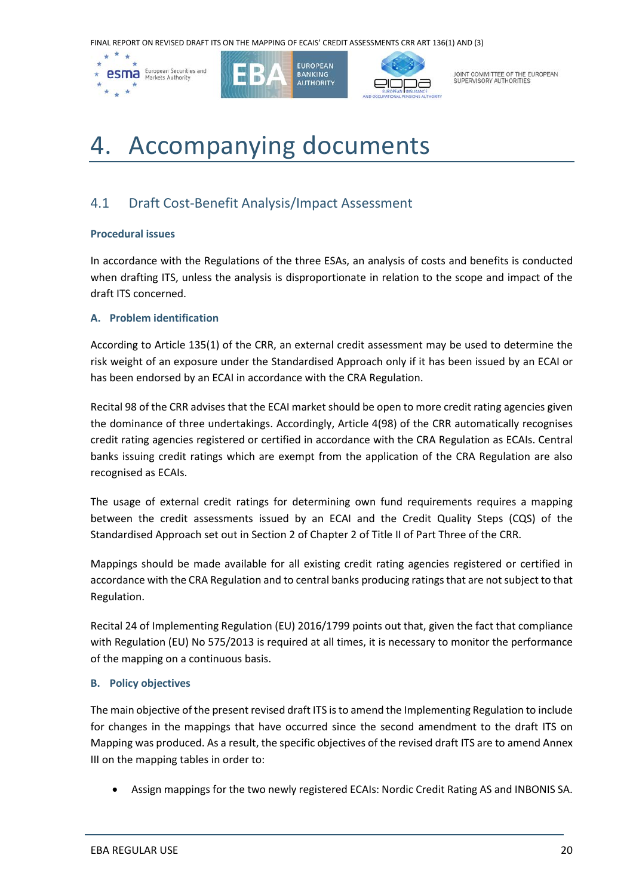# 4. Accompanying documents

## 4.1 Draft Cost-Benefit Analysis/Impact Assessment

**Procedural issues**

In accordance with the Regulations of the three ESAs, an analysis of costs and benefits is conducted when drafting ITS, unless the analysis is disproportionate in relation to the scope and impact of the draft ITS concerned.

**A. Problem identification**

According to Article 135(1) of the CRR, an external credit assessment may be used to determine the risk weight of an exposure under the Standardised Approach only if it has been issued by an ECAI or has been endorsed by an ECAI in accordance with the CRA Regulation.

Recital 98 of the CRR advises that the ECAI market should be open to more credit rating agencies given the dominance of three undertakings. Accordingly, Article 4(98) of the CRR automatically recognises credit rating agencies registered or certified in accordance with the CRA Regulation as ECAIs. Central banks issuing credit ratings which are exempt from the application of the CRA Regulation are also recognised as ECAIs.

The usage of external credit ratings for determining own fund requirements requires a mapping between the credit assessments issued by an ECAI and the Credit Quality Steps (CQS) of the Standardised Approach set out in Section 2 of Chapter 2 of Title II of Part Three of the CRR.

Mappings should be made available for all existing credit rating agencies registered or certified in accordance with the CRA Regulation and to central banks producing ratings that are not subject to that Regulation.

Recital 24 of Implementing Regulation (EU) 2016/1799 points out that, given the fact that compliance with Regulation (EU) No 575/2013 is required at all times, it is necessary to monitor the performance of the mapping on a continuous basis.

**B. Policy objectives**

The main objective of the present revised draft ITS is to amend the Implementing Regulation to include for changes in the mappings that have occurred since the second amendment to the draft ITS on Mapping was produced. As a result, the specific objectives of the revised draft ITS are to amend Annex III on the mapping tables in order to:

- Assign mappings for the two newly registered ECAIs: Nordic Credit Rating AS and INBONIS SA.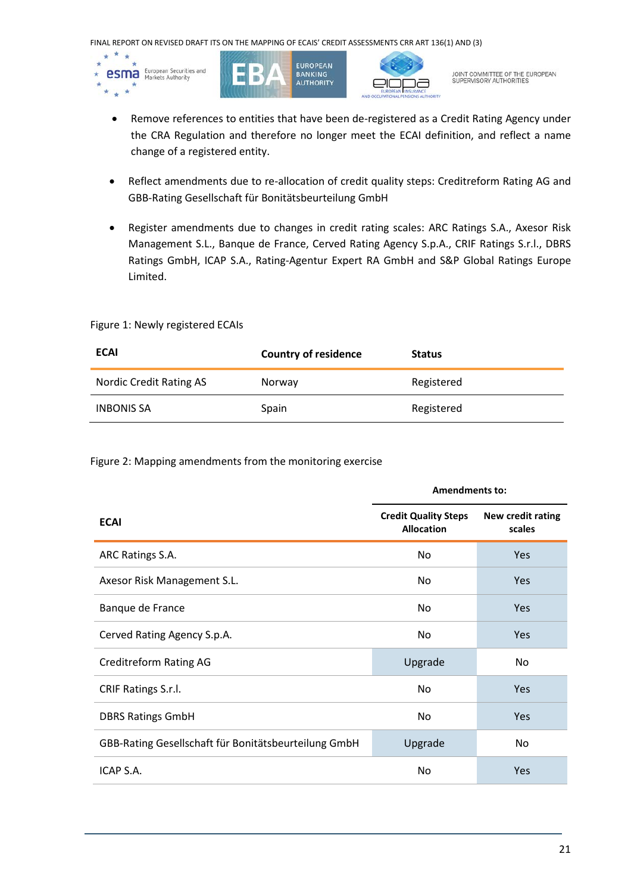- Remove references to entities that have been de-registered as a Credit Rating Agency under the CRA Regulation and therefore no longer meet the ECAI definition, and reflect a name change of a registered entity.
- Reflect amendments due to re-allocation of credit quality steps: Creditreform Rating AG and GBB-Rating Gesellschaft für Bonitätsbeurteilung GmbH
- Register amendments due to changes in credit rating scales: ARC Ratings S.A., Axesor Risk Management S.L., Banque de France, Cerved Rating Agency S.p.A., CRIF Ratings S.r.l., DBRS Ratings GmbH, ICAP S.A., Rating-Agentur Expert RA GmbH and S&P Global Ratings Europe Limited.

Figure 1: Newly registered ECAIs

| ECAI | Country of residence | Status |
|---|---|---|
| Nordic Credit Rating AS | Norway | Registered |
| INBONIS SA | Spain | Registered |

Figure 2: Mapping amendments from the monitoring exercise

| | Amendments to: | |
|---|---|---|
| **ECAI** | **Credit Quality Steps Allocation** | **New credit rating scales** |
| ARC Ratings S.A. | No | Yes |
| Axesor Risk Management S.L. | No | Yes |
| Banque de France | No | Yes |
| Cerved Rating Agency S.p.A. | No | Yes |
| Creditreform Rating AG | Upgrade | No |
| CRIF Ratings S.r.l. | No | Yes |
| DBRS Ratings GmbH | No | Yes |
| GBB-Rating Gesellschaft für Bonitätsbeurteilung GmbH | Upgrade | No |
| ICAP S.A. | No | Yes |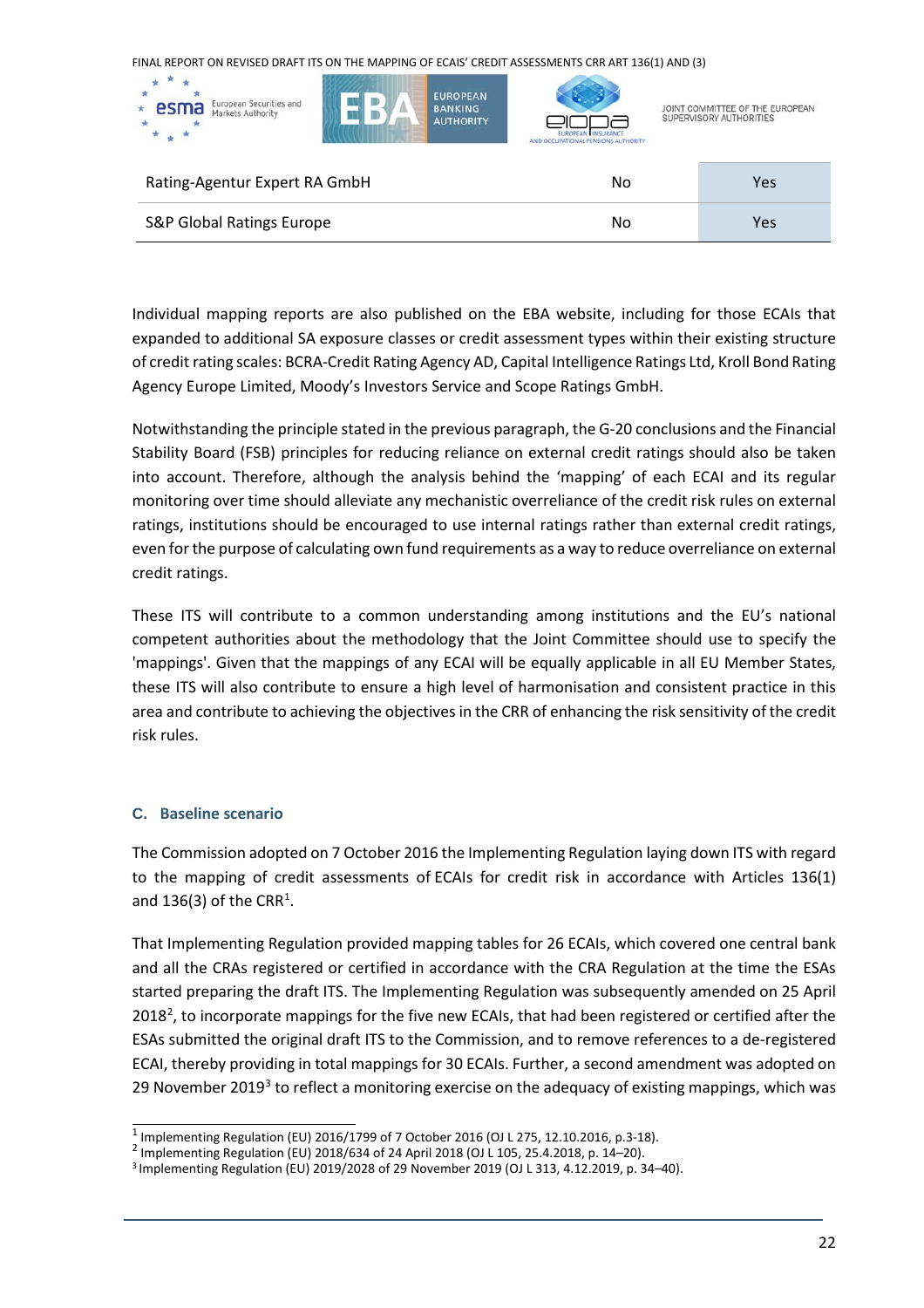| | | |
|---|---|---|
| Rating-Agentur Expert RA GmbH | No | Yes |
| S&P Global Ratings Europe | No | Yes |

Individual mapping reports are also published on the EBA website, including for those ECAIs that expanded to additional SA exposure classes or credit assessment types within their existing structure of credit rating scales: BCRA-Credit Rating Agency AD, Capital Intelligence Ratings Ltd, Kroll Bond Rating Agency Europe Limited, Moody's Investors Service and Scope Ratings GmbH.

Notwithstanding the principle stated in the previous paragraph, the G-20 conclusions and the Financial Stability Board (FSB) principles for reducing reliance on external credit ratings should also be taken into account. Therefore, although the analysis behind the 'mapping' of each ECAI and its regular monitoring over time should alleviate any mechanistic overreliance of the credit risk rules on external ratings, institutions should be encouraged to use internal ratings rather than external credit ratings, even for the purpose of calculating own fund requirements as a way to reduce overreliance on external credit ratings.

These ITS will contribute to a common understanding among institutions and the EU's national competent authorities about the methodology that the Joint Committee should use to specify the 'mappings'. Given that the mappings of any ECAI will be equally applicable in all EU Member States, these ITS will also contribute to ensure a high level of harmonisation and consistent practice in this area and contribute to achieving the objectives in the CRR of enhancing the risk sensitivity of the credit risk rules.

### C. Baseline scenario

The Commission adopted on 7 October 2016 the Implementing Regulation laying down ITS with regard to the mapping of credit assessments of ECAIs for credit risk in accordance with Articles 136(1) and 136(3) of the CRR[1].

That Implementing Regulation provided mapping tables for 26 ECAIs, which covered one central bank and all the CRAs registered or certified in accordance with the CRA Regulation at the time the ESAs started preparing the draft ITS. The Implementing Regulation was subsequently amended on 25 April 2018[2], to incorporate mappings for the five new ECAIs, that had been registered or certified after the ESAs submitted the original draft ITS to the Commission, and to remove references to a de-registered ECAI, thereby providing in total mappings for 30 ECAIs. Further, a second amendment was adopted on 29 November 2019[3] to reflect a monitoring exercise on the adequacy of existing mappings, which was

[1] Implementing Regulation (EU) 2016/1799 of 7 October 2016 (OJ L 275, 12.10.2016, p.3-18).

[2] Implementing Regulation (EU) 2018/634 of 24 April 2018 (OJ L 105, 25.4.2018, p. 14–20).

[3] Implementing Regulation (EU) 2019/2028 of 29 November 2019 (OJ L 313, 4.12.2019, p. 34–40).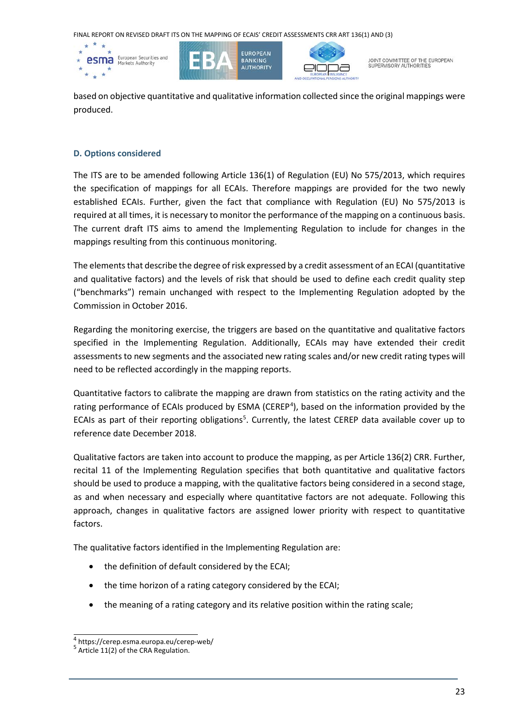based on objective quantitative and qualitative information collected since the original mappings were produced.

### D. Options considered

The ITS are to be amended following Article 136(1) of Regulation (EU) No 575/2013, which requires the specification of mappings for all ECAIs. Therefore mappings are provided for the two newly established ECAIs. Further, given the fact that compliance with Regulation (EU) No 575/2013 is required at all times, it is necessary to monitor the performance of the mapping on a continuous basis. The current draft ITS aims to amend the Implementing Regulation to include for changes in the mappings resulting from this continuous monitoring.

The elements that describe the degree of risk expressed by a credit assessment of an ECAI (quantitative and qualitative factors) and the levels of risk that should be used to define each credit quality step ("benchmarks") remain unchanged with respect to the Implementing Regulation adopted by the Commission in October 2016.

Regarding the monitoring exercise, the triggers are based on the quantitative and qualitative factors specified in the Implementing Regulation. Additionally, ECAIs may have extended their credit assessments to new segments and the associated new rating scales and/or new credit rating types will need to be reflected accordingly in the mapping reports.

Quantitative factors to calibrate the mapping are drawn from statistics on the rating activity and the rating performance of ECAIs produced by ESMA (CEREP[4]), based on the information provided by the ECAIs as part of their reporting obligations[5]. Currently, the latest CEREP data available cover up to reference date December 2018.

Qualitative factors are taken into account to produce the mapping, as per Article 136(2) CRR. Further, recital 11 of the Implementing Regulation specifies that both quantitative and qualitative factors should be used to produce a mapping, with the qualitative factors being considered in a second stage, as and when necessary and especially where quantitative factors are not adequate. Following this approach, changes in qualitative factors are assigned lower priority with respect to quantitative factors.

The qualitative factors identified in the Implementing Regulation are:

- the definition of default considered by the ECAI;
- the time horizon of a rating category considered by the ECAI;
- the meaning of a rating category and its relative position within the rating scale;

[4] https://cerep.esma.europa.eu/cerep-web/

[5] Article 11(2) of the CRA Regulation.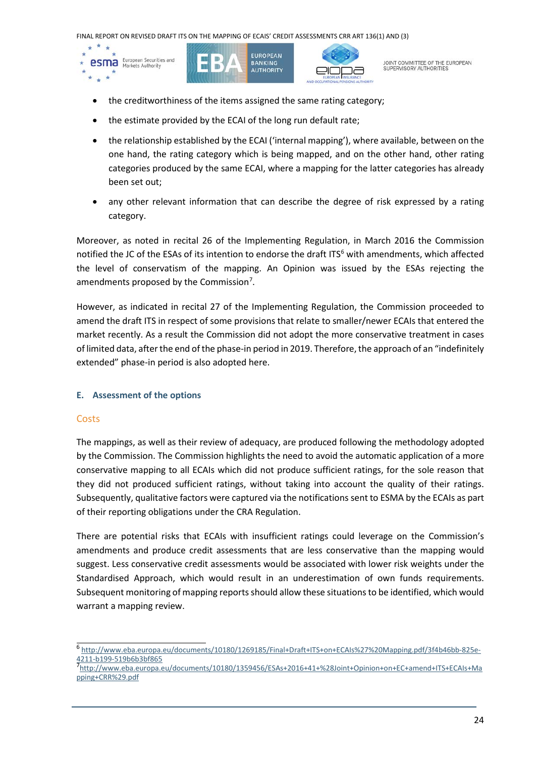- the creditworthiness of the items assigned the same rating category;
- the estimate provided by the ECAI of the long run default rate;
- the relationship established by the ECAI ('internal mapping'), where available, between on the one hand, the rating category which is being mapped, and on the other hand, other rating categories produced by the same ECAI, where a mapping for the latter categories has already been set out;
- any other relevant information that can describe the degree of risk expressed by a rating category.

Moreover, as noted in recital 26 of the Implementing Regulation, in March 2016 the Commission notified the JC of the ESAs of its intention to endorse the draft ITS[6] with amendments, which affected the level of conservatism of the mapping. An Opinion was issued by the ESAs rejecting the amendments proposed by the Commission[7].

However, as indicated in recital 27 of the Implementing Regulation, the Commission proceeded to amend the draft ITS in respect of some provisions that relate to smaller/newer ECAIs that entered the market recently. As a result the Commission did not adopt the more conservative treatment in cases of limited data, after the end of the phase-in period in 2019. Therefore, the approach of an "indefinitely extended" phase-in period is also adopted here.

### E. Assessment of the options

#### Costs

The mappings, as well as their review of adequacy, are produced following the methodology adopted by the Commission. The Commission highlights the need to avoid the automatic application of a more conservative mapping to all ECAIs which did not produce sufficient ratings, for the sole reason that they did not produced sufficient ratings, without taking into account the quality of their ratings. Subsequently, qualitative factors were captured via the notifications sent to ESMA by the ECAIs as part of their reporting obligations under the CRA Regulation.

There are potential risks that ECAIs with insufficient ratings could leverage on the Commission's amendments and produce credit assessments that are less conservative than the mapping would suggest. Less conservative credit assessments would be associated with lower risk weights under the Standardised Approach, which would result in an underestimation of own funds requirements. Subsequent monitoring of mapping reports should allow these situations to be identified, which would warrant a mapping review.

---

[6] http://www.eba.europa.eu/documents/10180/1269185/Final+Draft+ITS+on+ECAIs%27%20Mapping.pdf/3f4b46bb-825e-4211-b199-519b6b3bf865

[7] http://www.eba.europa.eu/documents/10180/1359456/ESAs+2016+41+%28Joint+Opinion+on+EC+amend+ITS+ECAIs+Mapping+CRR%29.pdf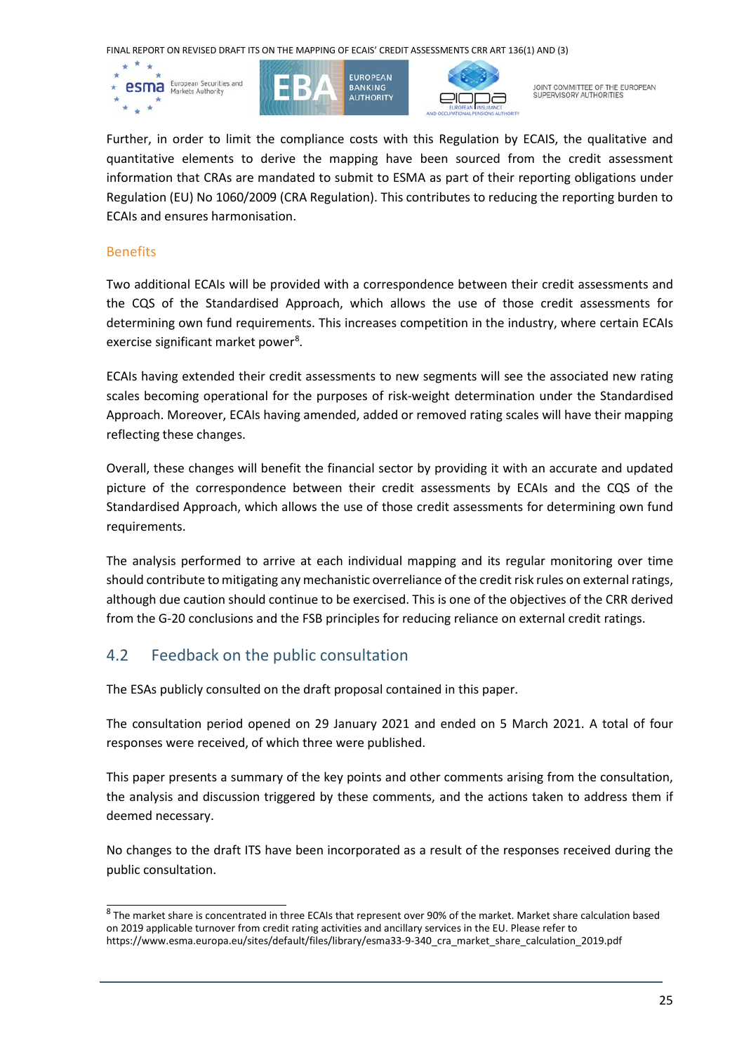Further, in order to limit the compliance costs with this Regulation by ECAIS, the qualitative and quantitative elements to derive the mapping have been sourced from the credit assessment information that CRAs are mandated to submit to ESMA as part of their reporting obligations under Regulation (EU) No 1060/2009 (CRA Regulation). This contributes to reducing the reporting burden to ECAIs and ensures harmonisation.

### Benefits

Two additional ECAIs will be provided with a correspondence between their credit assessments and the CQS of the Standardised Approach, which allows the use of those credit assessments for determining own fund requirements. This increases competition in the industry, where certain ECAIs exercise significant market power[8].

ECAIs having extended their credit assessments to new segments will see the associated new rating scales becoming operational for the purposes of risk-weight determination under the Standardised Approach. Moreover, ECAIs having amended, added or removed rating scales will have their mapping reflecting these changes.

Overall, these changes will benefit the financial sector by providing it with an accurate and updated picture of the correspondence between their credit assessments by ECAIs and the CQS of the Standardised Approach, which allows the use of those credit assessments for determining own fund requirements.

The analysis performed to arrive at each individual mapping and its regular monitoring over time should contribute to mitigating any mechanistic overreliance of the credit risk rules on external ratings, although due caution should continue to be exercised. This is one of the objectives of the CRR derived from the G-20 conclusions and the FSB principles for reducing reliance on external credit ratings.

## 4.2 Feedback on the public consultation

The ESAs publicly consulted on the draft proposal contained in this paper.

The consultation period opened on 29 January 2021 and ended on 5 March 2021. A total of four responses were received, of which three were published.

This paper presents a summary of the key points and other comments arising from the consultation, the analysis and discussion triggered by these comments, and the actions taken to address them if deemed necessary.

No changes to the draft ITS have been incorporated as a result of the responses received during the public consultation.

---

[8] The market share is concentrated in three ECAIs that represent over 90% of the market. Market share calculation based on 2019 applicable turnover from credit rating activities and ancillary services in the EU. Please refer to https://www.esma.europa.eu/sites/default/files/library/esma33-9-340_cra_market_share_calculation_2019.pdf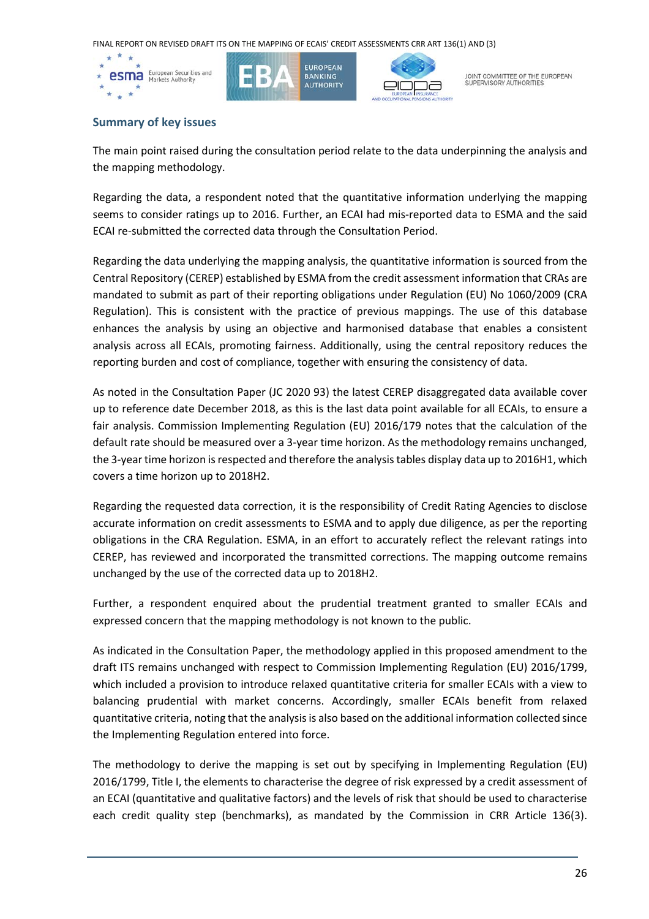## Summary of key issues

The main point raised during the consultation period relate to the data underpinning the analysis and the mapping methodology.

Regarding the data, a respondent noted that the quantitative information underlying the mapping seems to consider ratings up to 2016. Further, an ECAI had mis-reported data to ESMA and the said ECAI re-submitted the corrected data through the Consultation Period.

Regarding the data underlying the mapping analysis, the quantitative information is sourced from the Central Repository (CEREP) established by ESMA from the credit assessment information that CRAs are mandated to submit as part of their reporting obligations under Regulation (EU) No 1060/2009 (CRA Regulation). This is consistent with the practice of previous mappings. The use of this database enhances the analysis by using an objective and harmonised database that enables a consistent analysis across all ECAIs, promoting fairness. Additionally, using the central repository reduces the reporting burden and cost of compliance, together with ensuring the consistency of data.

As noted in the Consultation Paper (JC 2020 93) the latest CEREP disaggregated data available cover up to reference date December 2018, as this is the last data point available for all ECAIs, to ensure a fair analysis. Commission Implementing Regulation (EU) 2016/179 notes that the calculation of the default rate should be measured over a 3-year time horizon. As the methodology remains unchanged, the 3-year time horizon is respected and therefore the analysis tables display data up to 2016H1, which covers a time horizon up to 2018H2.

Regarding the requested data correction, it is the responsibility of Credit Rating Agencies to disclose accurate information on credit assessments to ESMA and to apply due diligence, as per the reporting obligations in the CRA Regulation. ESMA, in an effort to accurately reflect the relevant ratings into CEREP, has reviewed and incorporated the transmitted corrections. The mapping outcome remains unchanged by the use of the corrected data up to 2018H2.

Further, a respondent enquired about the prudential treatment granted to smaller ECAIs and expressed concern that the mapping methodology is not known to the public.

As indicated in the Consultation Paper, the methodology applied in this proposed amendment to the draft ITS remains unchanged with respect to Commission Implementing Regulation (EU) 2016/1799, which included a provision to introduce relaxed quantitative criteria for smaller ECAIs with a view to balancing prudential with market concerns. Accordingly, smaller ECAIs benefit from relaxed quantitative criteria, noting that the analysis is also based on the additional information collected since the Implementing Regulation entered into force.

The methodology to derive the mapping is set out by specifying in Implementing Regulation (EU) 2016/1799, Title I, the elements to characterise the degree of risk expressed by a credit assessment of an ECAI (quantitative and qualitative factors) and the levels of risk that should be used to characterise each credit quality step (benchmarks), as mandated by the Commission in CRR Article 136(3).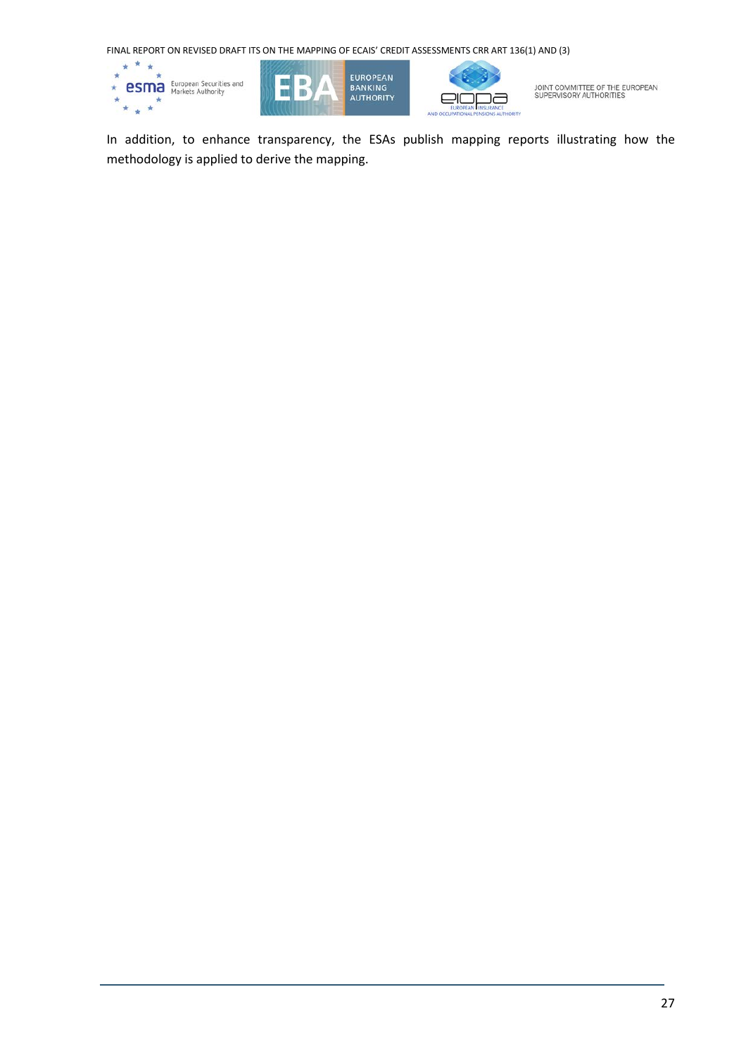In addition, to enhance transparency, the ESAs publish mapping reports illustrating how the methodology is applied to derive the mapping.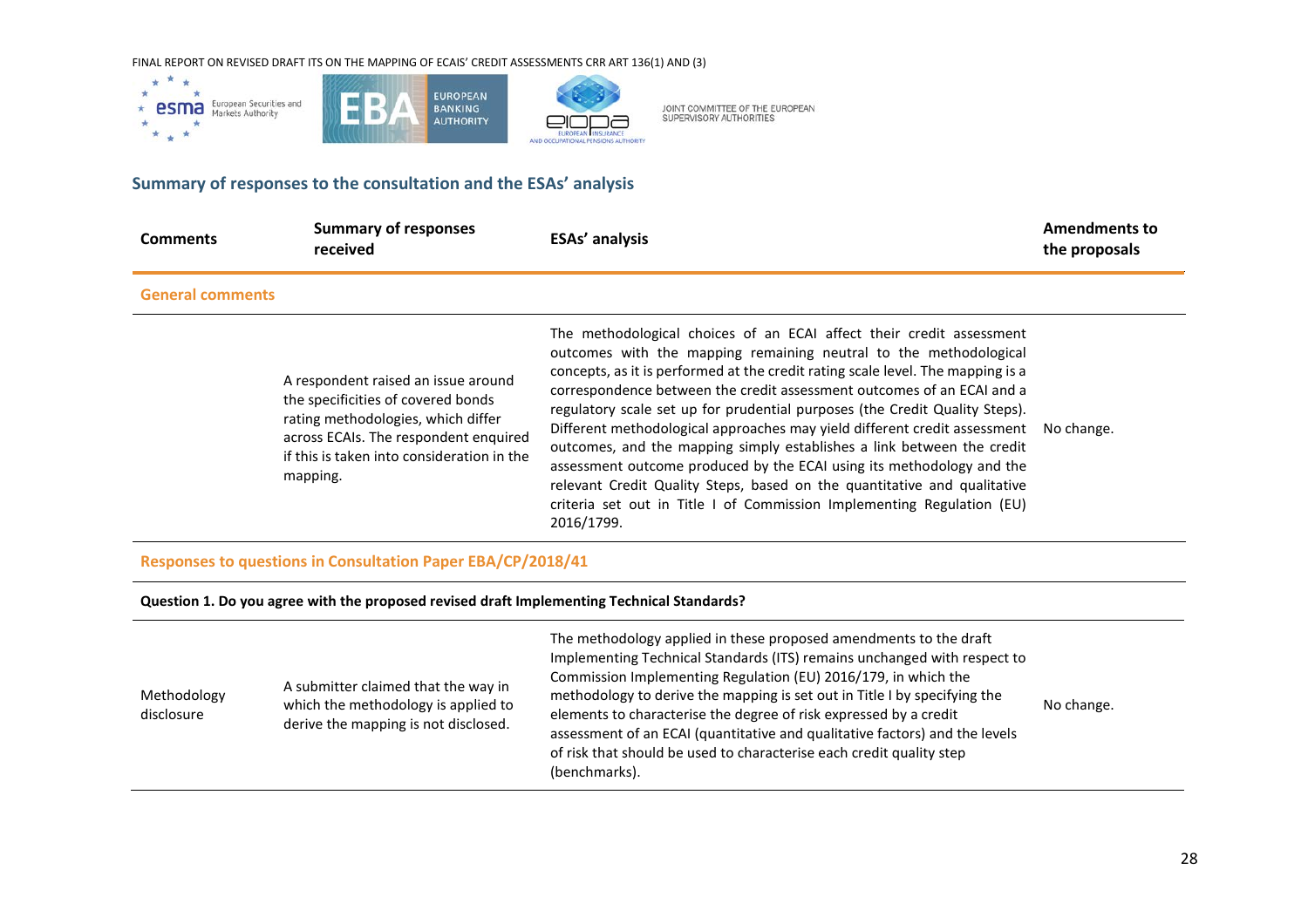## Summary of responses to the consultation and the ESAs' analysis

| Comments | Summary of responses received | ESAs' analysis | Amendments to the proposals |
|---|---|---|---|
| **General comments** | | | |
| | A respondent raised an issue around the specificities of covered bonds rating methodologies, which differ across ECAIs. The respondent enquired if this is taken into consideration in the mapping. | The methodological choices of an ECAI affect their credit assessment outcomes with the mapping remaining neutral to the methodological concepts, as it is performed at the credit rating scale level. The mapping is a correspondence between the credit assessment outcomes of an ECAI and a regulatory scale set up for prudential purposes (the Credit Quality Steps). Different methodological approaches may yield different credit assessment outcomes, and the mapping simply establishes a link between the credit assessment outcome produced by the ECAI using its methodology and the relevant Credit Quality Steps, based on the quantitative and qualitative criteria set out in Title I of Commission Implementing Regulation (EU) 2016/1799. | No change. |
| **Responses to questions in Consultation Paper EBA/CP/2018/41** | | | |
| **Question 1. Do you agree with the proposed revised draft Implementing Technical Standards?** | | | |
| Methodology disclosure | A submitter claimed that the way in which the methodology is applied to derive the mapping is not disclosed. | The methodology applied in these proposed amendments to the draft Implementing Technical Standards (ITS) remains unchanged with respect to Commission Implementing Regulation (EU) 2016/179, in which the methodology to derive the mapping is set out in Title I by specifying the elements to characterise the degree of risk expressed by a credit assessment of an ECAI (quantitative and qualitative factors) and the levels of risk that should be used to characterise each credit quality step (benchmarks). | No change. |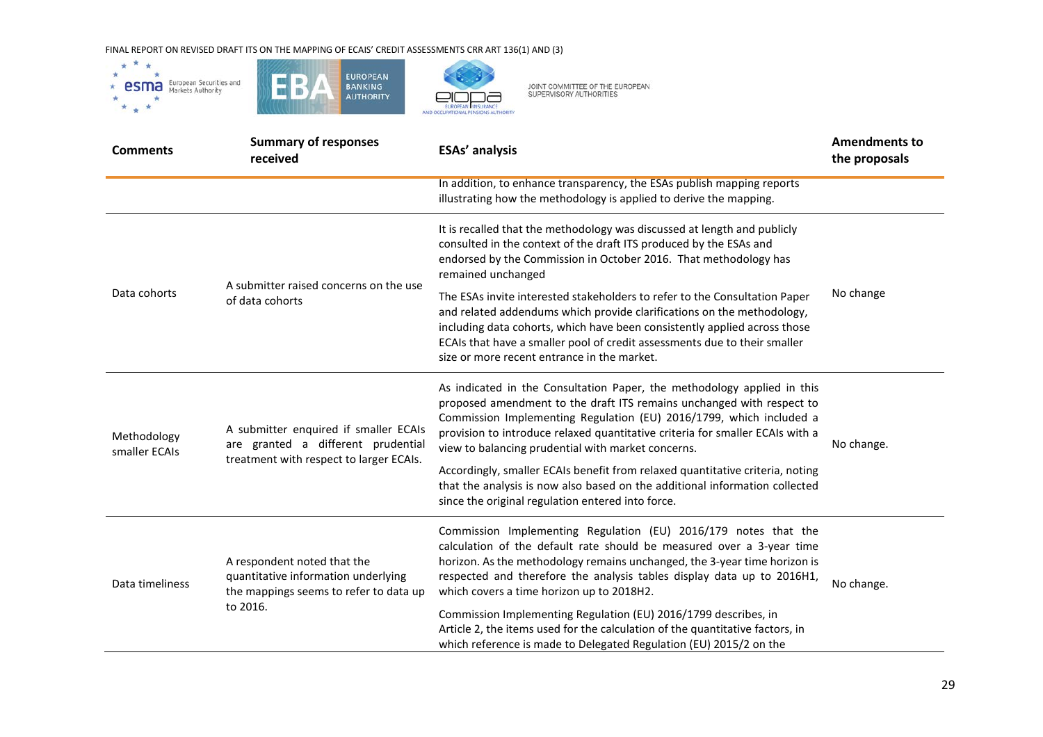| Comments | Summary of responses received | ESAs' analysis | Amendments to the proposals |
|---|---|---|---|
| | | In addition, to enhance transparency, the ESAs publish mapping reports illustrating how the methodology is applied to derive the mapping. | |
| Data cohorts | A submitter raised concerns on the use of data cohorts | It is recalled that the methodology was discussed at length and publicly consulted in the context of the draft ITS produced by the ESAs and endorsed by the Commission in October 2016. That methodology has remained unchanged<br><br>The ESAs invite interested stakeholders to refer to the Consultation Paper and related addendums which provide clarifications on the methodology, including data cohorts, which have been consistently applied across those ECAIs that have a smaller pool of credit assessments due to their smaller size or more recent entrance in the market. | No change |
| Methodology smaller ECAIs | A submitter enquired if smaller ECAIs are granted a different prudential treatment with respect to larger ECAIs. | As indicated in the Consultation Paper, the methodology applied in this proposed amendment to the draft ITS remains unchanged with respect to Commission Implementing Regulation (EU) 2016/1799, which included a provision to introduce relaxed quantitative criteria for smaller ECAIs with a view to balancing prudential with market concerns.<br><br>Accordingly, smaller ECAIs benefit from relaxed quantitative criteria, noting that the analysis is now also based on the additional information collected since the original regulation entered into force. | No change. |
| Data timeliness | A respondent noted that the quantitative information underlying the mappings seems to refer to data up to 2016. | Commission Implementing Regulation (EU) 2016/179 notes that the calculation of the default rate should be measured over a 3-year time horizon. As the methodology remains unchanged, the 3-year time horizon is respected and therefore the analysis tables display data up to 2016H1, which covers a time horizon up to 2018H2.<br><br>Commission Implementing Regulation (EU) 2016/1799 describes, in Article 2, the items used for the calculation of the quantitative factors, in which reference is made to Delegated Regulation (EU) 2015/2 on the | No change. |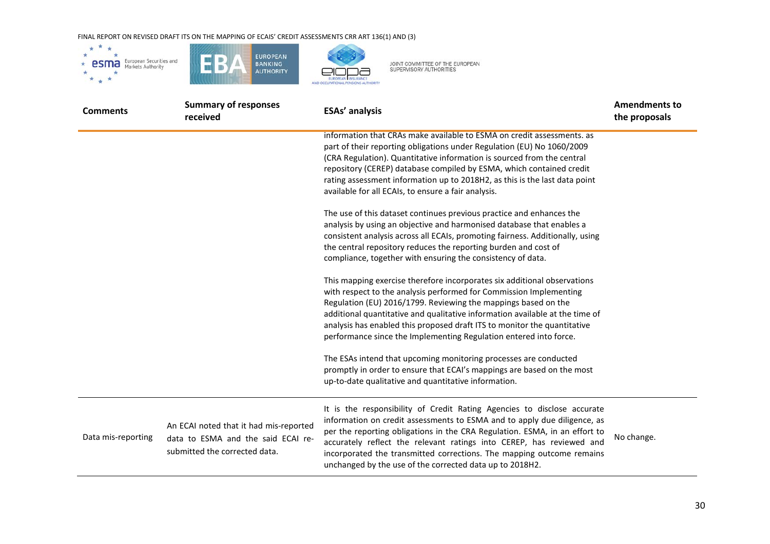| Comments | Summary of responses received | ESAs' analysis | Amendments to the proposals |
|---|---|---|---|
| | | information that CRAs make available to ESMA on credit assessments. as part of their reporting obligations under Regulation (EU) No 1060/2009 (CRA Regulation). Quantitative information is sourced from the central repository (CEREP) database compiled by ESMA, which contained credit rating assessment information up to 2018H2, as this is the last data point available for all ECAIs, to ensure a fair analysis.<br><br>The use of this dataset continues previous practice and enhances the analysis by using an objective and harmonised database that enables a consistent analysis across all ECAIs, promoting fairness. Additionally, using the central repository reduces the reporting burden and cost of compliance, together with ensuring the consistency of data.<br><br>This mapping exercise therefore incorporates six additional observations with respect to the analysis performed for Commission Implementing Regulation (EU) 2016/1799. Reviewing the mappings based on the additional quantitative and qualitative information available at the time of analysis has enabled this proposed draft ITS to monitor the quantitative performance since the Implementing Regulation entered into force.<br><br>The ESAs intend that upcoming monitoring processes are conducted promptly in order to ensure that ECAI's mappings are based on the most up-to-date qualitative and quantitative information. | |
| Data mis-reporting | An ECAI noted that it had mis-reported data to ESMA and the said ECAI re-submitted the corrected data. | It is the responsibility of Credit Rating Agencies to disclose accurate information on credit assessments to ESMA and to apply due diligence, as per the reporting obligations in the CRA Regulation. ESMA, in an effort to accurately reflect the relevant ratings into CEREP, has reviewed and incorporated the transmitted corrections. The mapping outcome remains unchanged by the use of the corrected data up to 2018H2. | No change. |